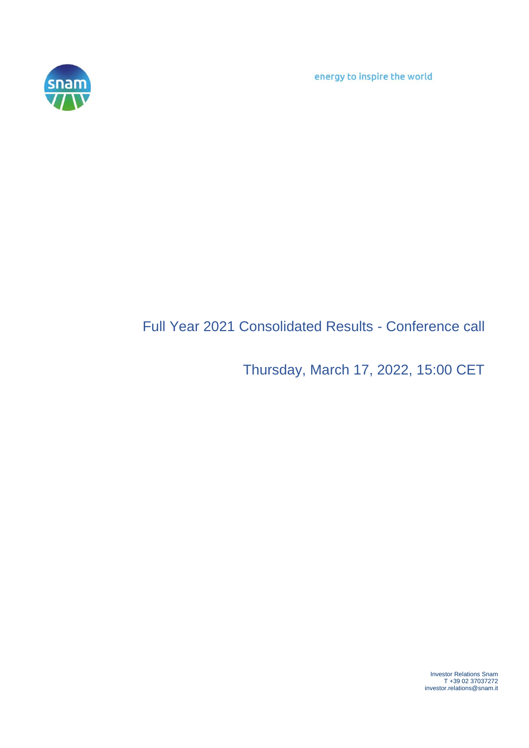energy to inspire the world

# Full Year 2021 Consolidated Results - Conference call

## Thursday, March 17, 2022, 15:00 CET

Investor Relations Snam
T +39 02 37037272
investor.relations@snam.it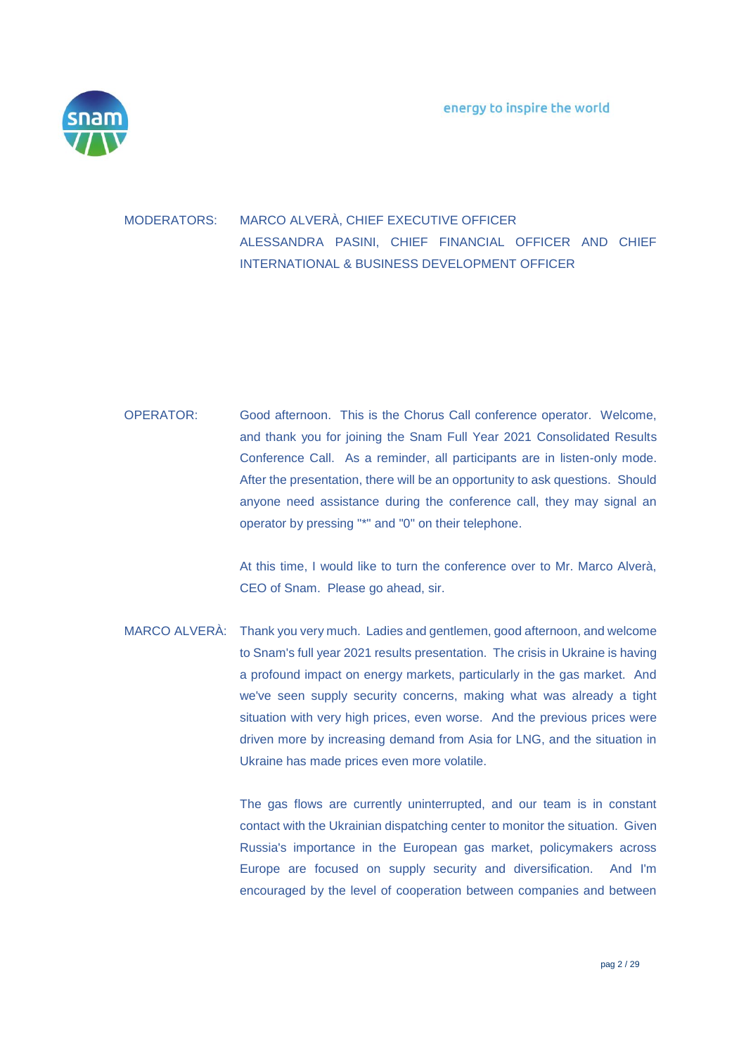MODERATORS: MARCO ALVERÀ, CHIEF EXECUTIVE OFFICER
ALESSANDRA PASINI, CHIEF FINANCIAL OFFICER AND CHIEF INTERNATIONAL & BUSINESS DEVELOPMENT OFFICER

OPERATOR: Good afternoon. This is the Chorus Call conference operator. Welcome, and thank you for joining the Snam Full Year 2021 Consolidated Results Conference Call. As a reminder, all participants are in listen-only mode. After the presentation, there will be an opportunity to ask questions. Should anyone need assistance during the conference call, they may signal an operator by pressing "*" and "0" on their telephone.

At this time, I would like to turn the conference over to Mr. Marco Alverà, CEO of Snam. Please go ahead, sir.

MARCO ALVERÀ: Thank you very much. Ladies and gentlemen, good afternoon, and welcome to Snam's full year 2021 results presentation. The crisis in Ukraine is having a profound impact on energy markets, particularly in the gas market. And we've seen supply security concerns, making what was already a tight situation with very high prices, even worse. And the previous prices were driven more by increasing demand from Asia for LNG, and the situation in Ukraine has made prices even more volatile.

The gas flows are currently uninterrupted, and our team is in constant contact with the Ukrainian dispatching center to monitor the situation. Given Russia's importance in the European gas market, policymakers across Europe are focused on supply security and diversification. And I'm encouraged by the level of cooperation between companies and between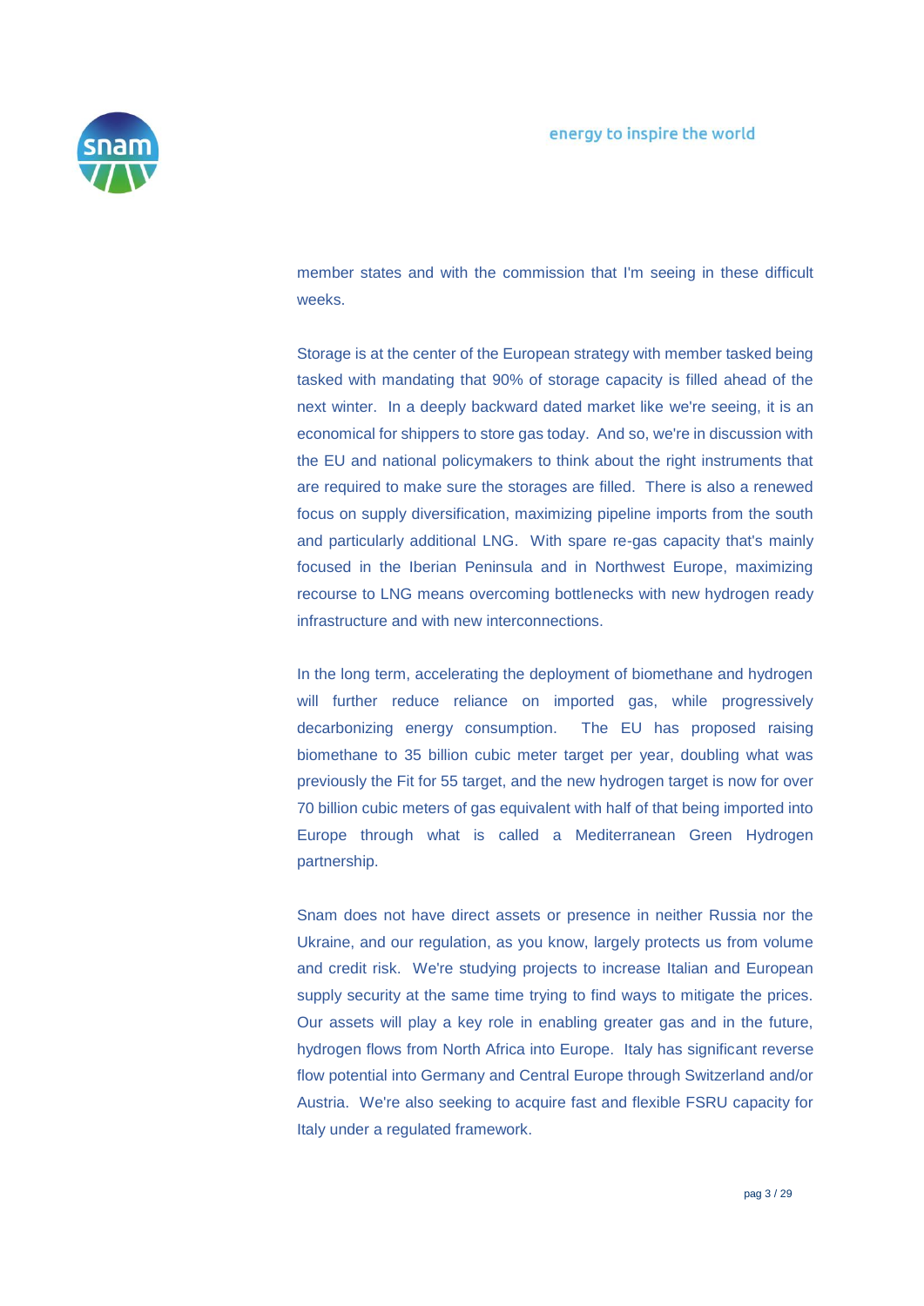member states and with the commission that I'm seeing in these difficult weeks.

Storage is at the center of the European strategy with member tasked being tasked with mandating that 90% of storage capacity is filled ahead of the next winter. In a deeply backward dated market like we're seeing, it is an economical for shippers to store gas today. And so, we're in discussion with the EU and national policymakers to think about the right instruments that are required to make sure the storages are filled. There is also a renewed focus on supply diversification, maximizing pipeline imports from the south and particularly additional LNG. With spare re-gas capacity that's mainly focused in the Iberian Peninsula and in Northwest Europe, maximizing recourse to LNG means overcoming bottlenecks with new hydrogen ready infrastructure and with new interconnections.

In the long term, accelerating the deployment of biomethane and hydrogen will further reduce reliance on imported gas, while progressively decarbonizing energy consumption. The EU has proposed raising biomethane to 35 billion cubic meter target per year, doubling what was previously the Fit for 55 target, and the new hydrogen target is now for over 70 billion cubic meters of gas equivalent with half of that being imported into Europe through what is called a Mediterranean Green Hydrogen partnership.

Snam does not have direct assets or presence in neither Russia nor the Ukraine, and our regulation, as you know, largely protects us from volume and credit risk. We're studying projects to increase Italian and European supply security at the same time trying to find ways to mitigate the prices. Our assets will play a key role in enabling greater gas and in the future, hydrogen flows from North Africa into Europe. Italy has significant reverse flow potential into Germany and Central Europe through Switzerland and/or Austria. We're also seeking to acquire fast and flexible FSRU capacity for Italy under a regulated framework.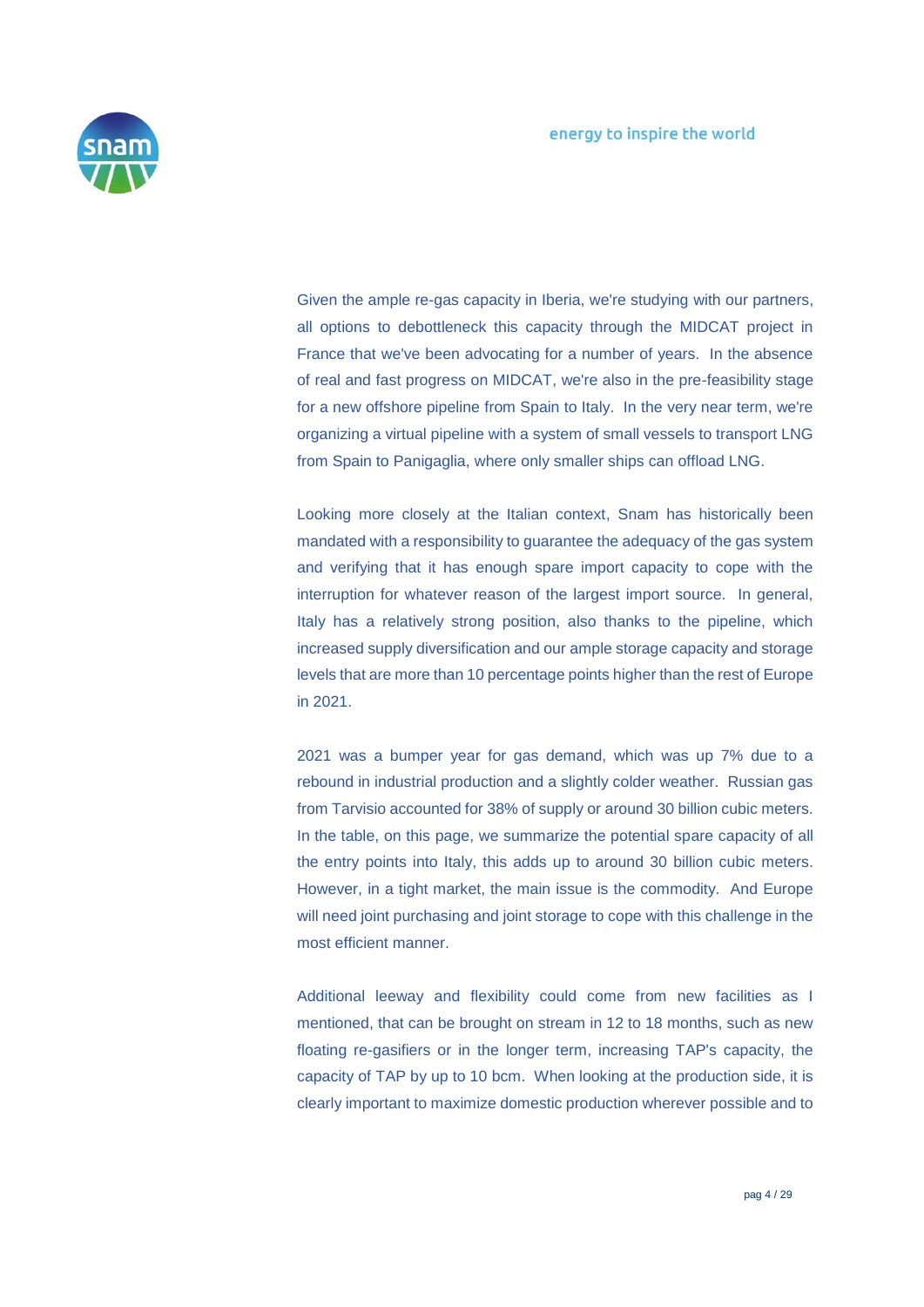Given the ample re-gas capacity in Iberia, we're studying with our partners, all options to debottleneck this capacity through the MIDCAT project in France that we've been advocating for a number of years. In the absence of real and fast progress on MIDCAT, we're also in the pre-feasibility stage for a new offshore pipeline from Spain to Italy. In the very near term, we're organizing a virtual pipeline with a system of small vessels to transport LNG from Spain to Panigaglia, where only smaller ships can offload LNG.

Looking more closely at the Italian context, Snam has historically been mandated with a responsibility to guarantee the adequacy of the gas system and verifying that it has enough spare import capacity to cope with the interruption for whatever reason of the largest import source. In general, Italy has a relatively strong position, also thanks to the pipeline, which increased supply diversification and our ample storage capacity and storage levels that are more than 10 percentage points higher than the rest of Europe in 2021.

2021 was a bumper year for gas demand, which was up 7% due to a rebound in industrial production and a slightly colder weather. Russian gas from Tarvisio accounted for 38% of supply or around 30 billion cubic meters. In the table, on this page, we summarize the potential spare capacity of all the entry points into Italy, this adds up to around 30 billion cubic meters. However, in a tight market, the main issue is the commodity. And Europe will need joint purchasing and joint storage to cope with this challenge in the most efficient manner.

Additional leeway and flexibility could come from new facilities as I mentioned, that can be brought on stream in 12 to 18 months, such as new floating re-gasifiers or in the longer term, increasing TAP's capacity, the capacity of TAP by up to 10 bcm. When looking at the production side, it is clearly important to maximize domestic production wherever possible and to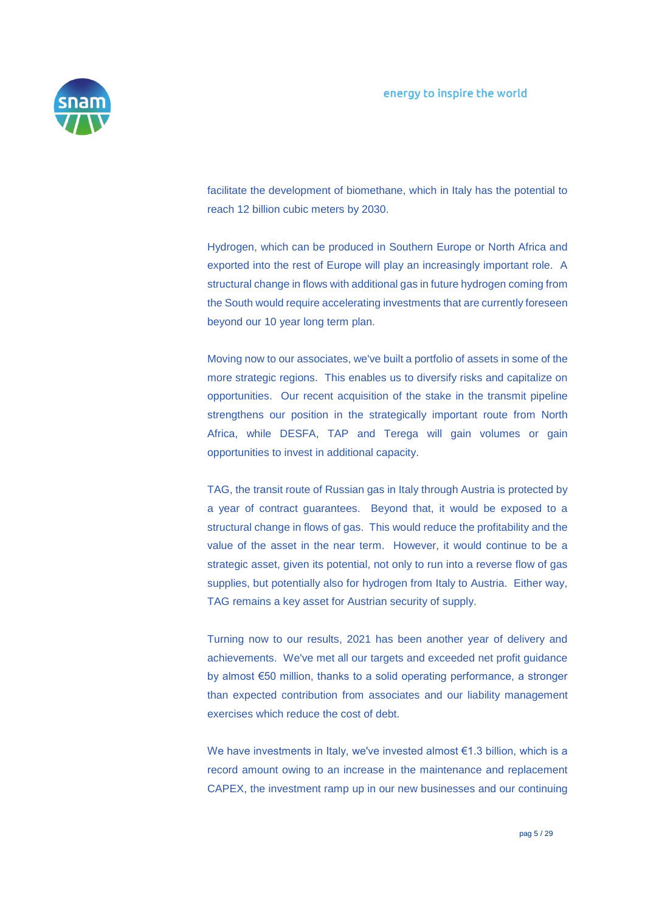facilitate the development of biomethane, which in Italy has the potential to reach 12 billion cubic meters by 2030.

Hydrogen, which can be produced in Southern Europe or North Africa and exported into the rest of Europe will play an increasingly important role. A structural change in flows with additional gas in future hydrogen coming from the South would require accelerating investments that are currently foreseen beyond our 10 year long term plan.

Moving now to our associates, we've built a portfolio of assets in some of the more strategic regions. This enables us to diversify risks and capitalize on opportunities. Our recent acquisition of the stake in the transmit pipeline strengthens our position in the strategically important route from North Africa, while DESFA, TAP and Terega will gain volumes or gain opportunities to invest in additional capacity.

TAG, the transit route of Russian gas in Italy through Austria is protected by a year of contract guarantees. Beyond that, it would be exposed to a structural change in flows of gas. This would reduce the profitability and the value of the asset in the near term. However, it would continue to be a strategic asset, given its potential, not only to run into a reverse flow of gas supplies, but potentially also for hydrogen from Italy to Austria. Either way, TAG remains a key asset for Austrian security of supply.

Turning now to our results, 2021 has been another year of delivery and achievements. We've met all our targets and exceeded net profit guidance by almost €50 million, thanks to a solid operating performance, a stronger than expected contribution from associates and our liability management exercises which reduce the cost of debt.

We have investments in Italy, we've invested almost €1.3 billion, which is a record amount owing to an increase in the maintenance and replacement CAPEX, the investment ramp up in our new businesses and our continuing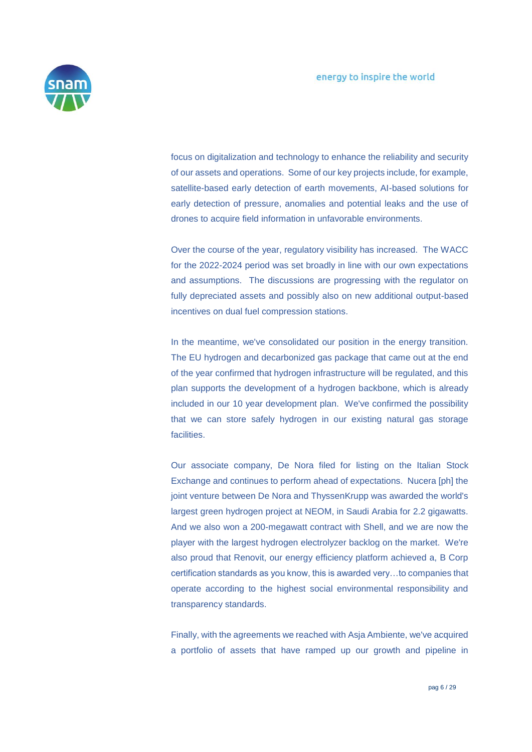focus on digitalization and technology to enhance the reliability and security of our assets and operations. Some of our key projects include, for example, satellite-based early detection of earth movements, AI-based solutions for early detection of pressure, anomalies and potential leaks and the use of drones to acquire field information in unfavorable environments.

Over the course of the year, regulatory visibility has increased. The WACC for the 2022-2024 period was set broadly in line with our own expectations and assumptions. The discussions are progressing with the regulator on fully depreciated assets and possibly also on new additional output-based incentives on dual fuel compression stations.

In the meantime, we've consolidated our position in the energy transition. The EU hydrogen and decarbonized gas package that came out at the end of the year confirmed that hydrogen infrastructure will be regulated, and this plan supports the development of a hydrogen backbone, which is already included in our 10 year development plan. We've confirmed the possibility that we can store safely hydrogen in our existing natural gas storage facilities.

Our associate company, De Nora filed for listing on the Italian Stock Exchange and continues to perform ahead of expectations. Nucera [ph] the joint venture between De Nora and ThyssenKrupp was awarded the world's largest green hydrogen project at NEOM, in Saudi Arabia for 2.2 gigawatts. And we also won a 200-megawatt contract with Shell, and we are now the player with the largest hydrogen electrolyzer backlog on the market. We're also proud that Renovit, our energy efficiency platform achieved a, B Corp certification standards as you know, this is awarded very…to companies that operate according to the highest social environmental responsibility and transparency standards.

Finally, with the agreements we reached with Asja Ambiente, we've acquired a portfolio of assets that have ramped up our growth and pipeline in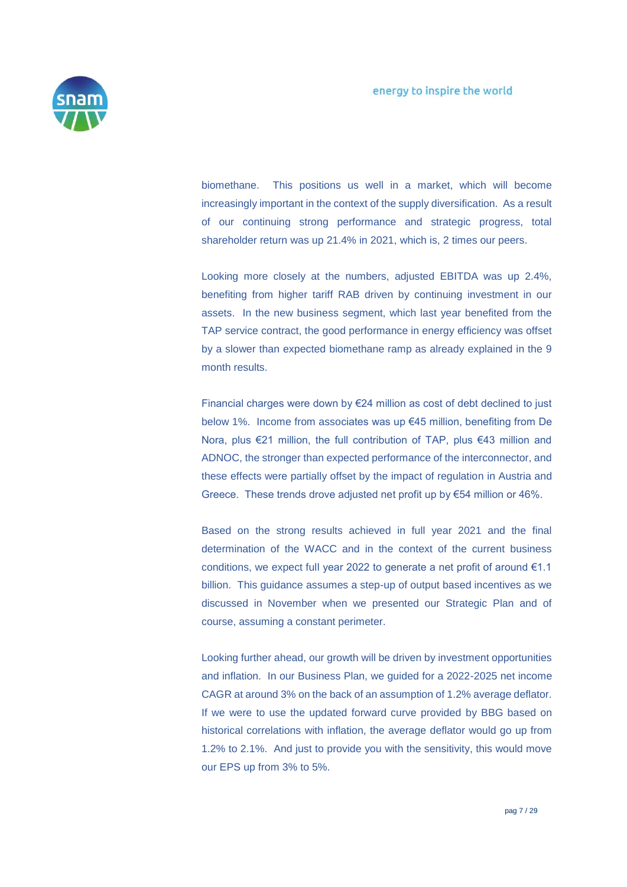biomethane. This positions us well in a market, which will become increasingly important in the context of the supply diversification. As a result of our continuing strong performance and strategic progress, total shareholder return was up 21.4% in 2021, which is, 2 times our peers.

Looking more closely at the numbers, adjusted EBITDA was up 2.4%, benefiting from higher tariff RAB driven by continuing investment in our assets. In the new business segment, which last year benefited from the TAP service contract, the good performance in energy efficiency was offset by a slower than expected biomethane ramp as already explained in the 9 month results.

Financial charges were down by €24 million as cost of debt declined to just below 1%. Income from associates was up €45 million, benefiting from De Nora, plus €21 million, the full contribution of TAP, plus €43 million and ADNOC, the stronger than expected performance of the interconnector, and these effects were partially offset by the impact of regulation in Austria and Greece. These trends drove adjusted net profit up by €54 million or 46%.

Based on the strong results achieved in full year 2021 and the final determination of the WACC and in the context of the current business conditions, we expect full year 2022 to generate a net profit of around €1.1 billion. This guidance assumes a step-up of output based incentives as we discussed in November when we presented our Strategic Plan and of course, assuming a constant perimeter.

Looking further ahead, our growth will be driven by investment opportunities and inflation. In our Business Plan, we guided for a 2022-2025 net income CAGR at around 3% on the back of an assumption of 1.2% average deflator. If we were to use the updated forward curve provided by BBG based on historical correlations with inflation, the average deflator would go up from 1.2% to 2.1%. And just to provide you with the sensitivity, this would move our EPS up from 3% to 5%.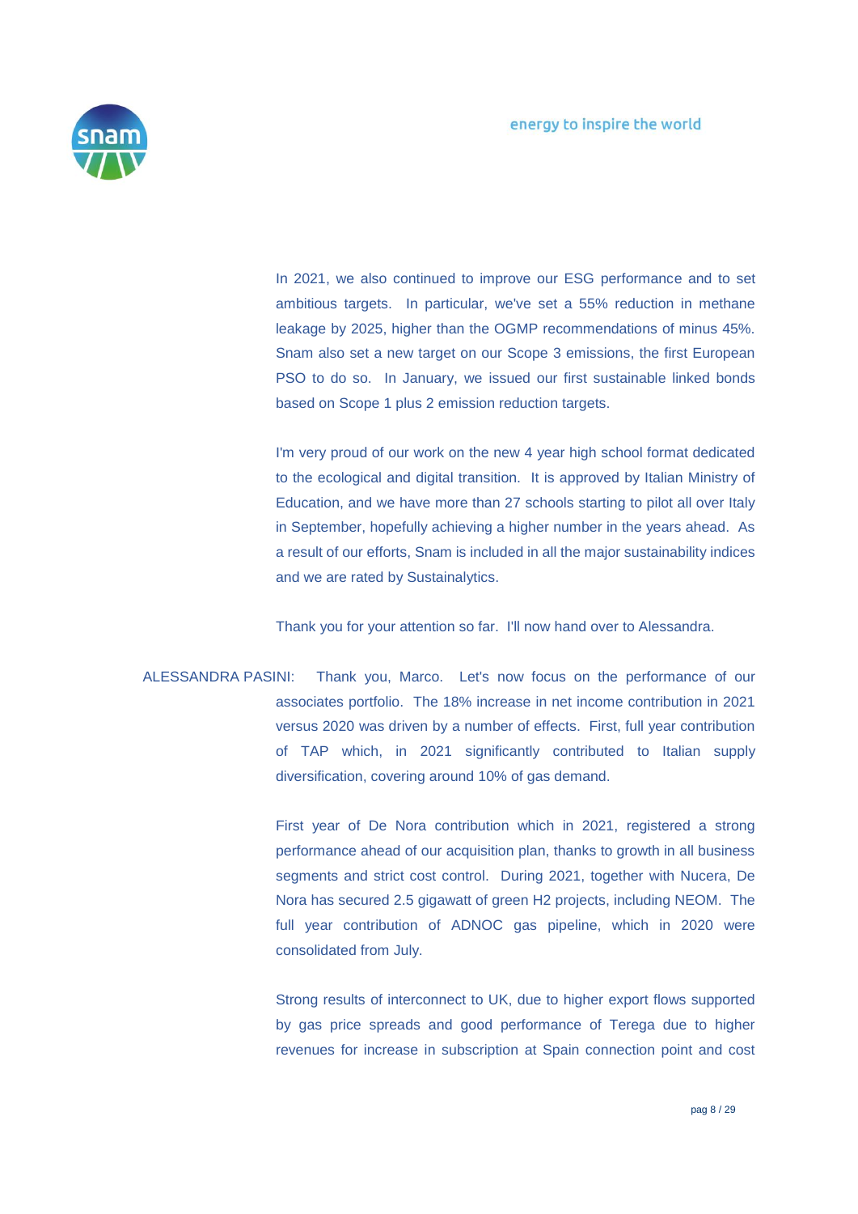In 2021, we also continued to improve our ESG performance and to set ambitious targets. In particular, we've set a 55% reduction in methane leakage by 2025, higher than the OGMP recommendations of minus 45%. Snam also set a new target on our Scope 3 emissions, the first European PSO to do so. In January, we issued our first sustainable linked bonds based on Scope 1 plus 2 emission reduction targets.

I'm very proud of our work on the new 4 year high school format dedicated to the ecological and digital transition. It is approved by Italian Ministry of Education, and we have more than 27 schools starting to pilot all over Italy in September, hopefully achieving a higher number in the years ahead. As a result of our efforts, Snam is included in all the major sustainability indices and we are rated by Sustainalytics.

Thank you for your attention so far. I'll now hand over to Alessandra.

ALESSANDRA PASINI: Thank you, Marco. Let's now focus on the performance of our associates portfolio. The 18% increase in net income contribution in 2021 versus 2020 was driven by a number of effects. First, full year contribution of TAP which, in 2021 significantly contributed to Italian supply diversification, covering around 10% of gas demand.

First year of De Nora contribution which in 2021, registered a strong performance ahead of our acquisition plan, thanks to growth in all business segments and strict cost control. During 2021, together with Nucera, De Nora has secured 2.5 gigawatt of green H2 projects, including NEOM. The full year contribution of ADNOC gas pipeline, which in 2020 were consolidated from July.

Strong results of interconnect to UK, due to higher export flows supported by gas price spreads and good performance of Terega due to higher revenues for increase in subscription at Spain connection point and cost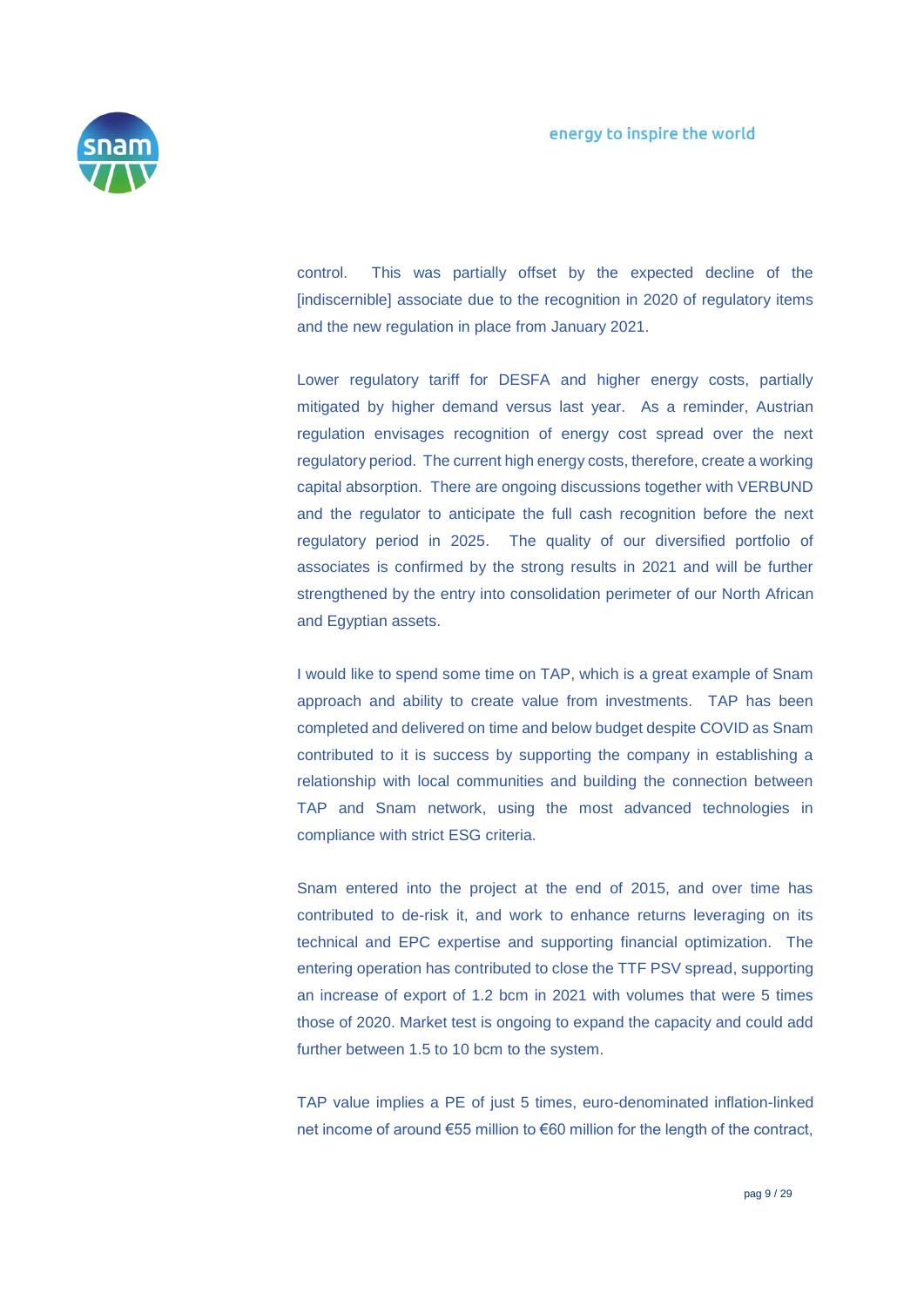control. This was partially offset by the expected decline of the [indiscernible] associate due to the recognition in 2020 of regulatory items and the new regulation in place from January 2021.

Lower regulatory tariff for DESFA and higher energy costs, partially mitigated by higher demand versus last year. As a reminder, Austrian regulation envisages recognition of energy cost spread over the next regulatory period. The current high energy costs, therefore, create a working capital absorption. There are ongoing discussions together with VERBUND and the regulator to anticipate the full cash recognition before the next regulatory period in 2025. The quality of our diversified portfolio of associates is confirmed by the strong results in 2021 and will be further strengthened by the entry into consolidation perimeter of our North African and Egyptian assets.

I would like to spend some time on TAP, which is a great example of Snam approach and ability to create value from investments. TAP has been completed and delivered on time and below budget despite COVID as Snam contributed to it is success by supporting the company in establishing a relationship with local communities and building the connection between TAP and Snam network, using the most advanced technologies in compliance with strict ESG criteria.

Snam entered into the project at the end of 2015, and over time has contributed to de-risk it, and work to enhance returns leveraging on its technical and EPC expertise and supporting financial optimization. The entering operation has contributed to close the TTF PSV spread, supporting an increase of export of 1.2 bcm in 2021 with volumes that were 5 times those of 2020. Market test is ongoing to expand the capacity and could add further between 1.5 to 10 bcm to the system.

TAP value implies a PE of just 5 times, euro-denominated inflation-linked net income of around €55 million to €60 million for the length of the contract,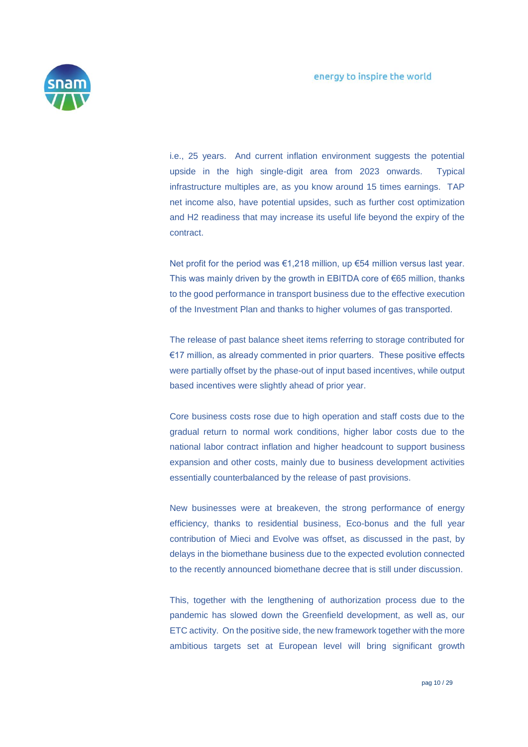i.e., 25 years. And current inflation environment suggests the potential upside in the high single-digit area from 2023 onwards. Typical infrastructure multiples are, as you know around 15 times earnings. TAP net income also, have potential upsides, such as further cost optimization and H2 readiness that may increase its useful life beyond the expiry of the contract.

Net profit for the period was €1,218 million, up €54 million versus last year. This was mainly driven by the growth in EBITDA core of €65 million, thanks to the good performance in transport business due to the effective execution of the Investment Plan and thanks to higher volumes of gas transported.

The release of past balance sheet items referring to storage contributed for €17 million, as already commented in prior quarters. These positive effects were partially offset by the phase-out of input based incentives, while output based incentives were slightly ahead of prior year.

Core business costs rose due to high operation and staff costs due to the gradual return to normal work conditions, higher labor costs due to the national labor contract inflation and higher headcount to support business expansion and other costs, mainly due to business development activities essentially counterbalanced by the release of past provisions.

New businesses were at breakeven, the strong performance of energy efficiency, thanks to residential business, Eco-bonus and the full year contribution of Mieci and Evolve was offset, as discussed in the past, by delays in the biomethane business due to the expected evolution connected to the recently announced biomethane decree that is still under discussion.

This, together with the lengthening of authorization process due to the pandemic has slowed down the Greenfield development, as well as, our ETC activity. On the positive side, the new framework together with the more ambitious targets set at European level will bring significant growth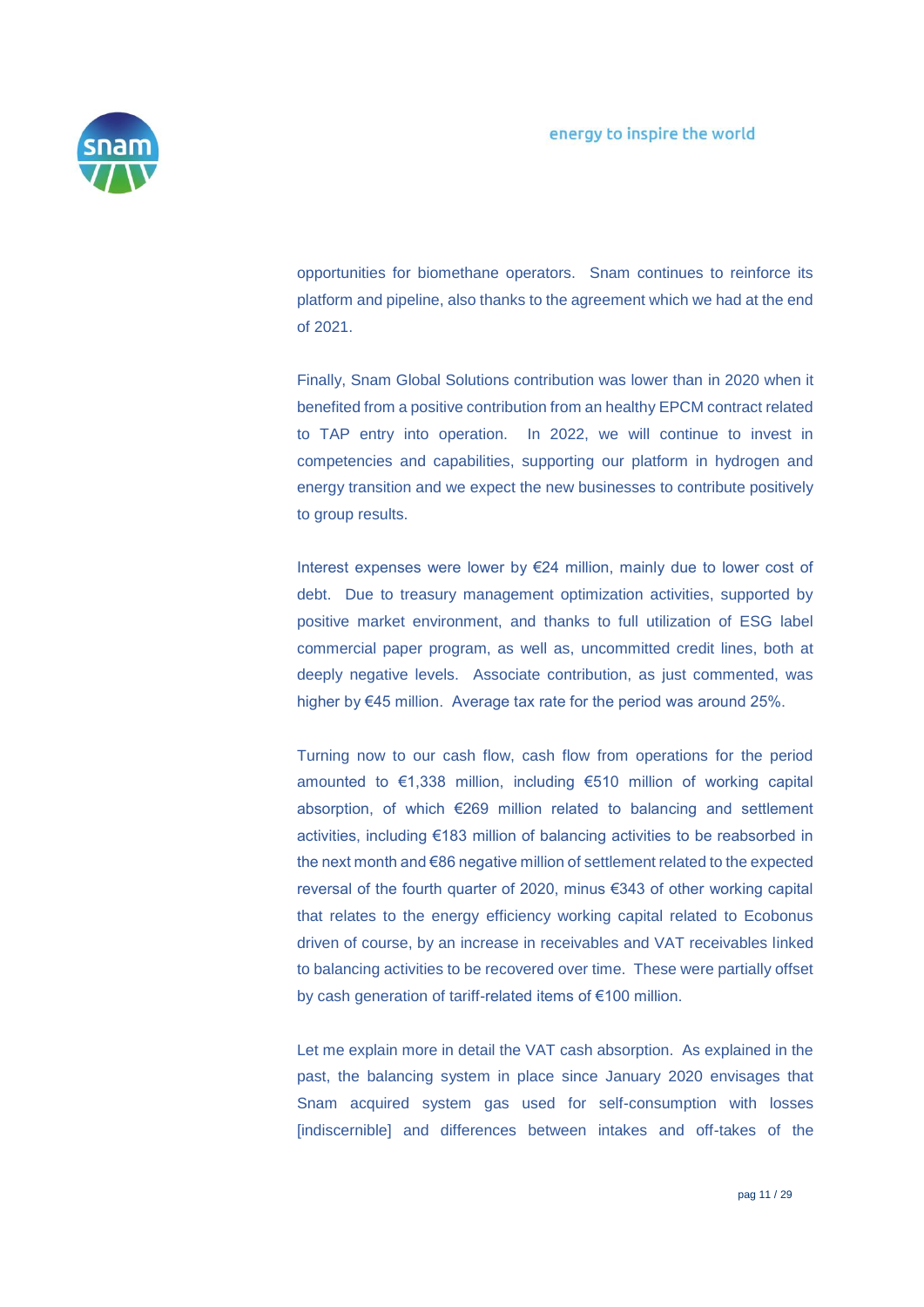opportunities for biomethane operators. Snam continues to reinforce its platform and pipeline, also thanks to the agreement which we had at the end of 2021.

Finally, Snam Global Solutions contribution was lower than in 2020 when it benefited from a positive contribution from an healthy EPCM contract related to TAP entry into operation. In 2022, we will continue to invest in competencies and capabilities, supporting our platform in hydrogen and energy transition and we expect the new businesses to contribute positively to group results.

Interest expenses were lower by €24 million, mainly due to lower cost of debt. Due to treasury management optimization activities, supported by positive market environment, and thanks to full utilization of ESG label commercial paper program, as well as, uncommitted credit lines, both at deeply negative levels. Associate contribution, as just commented, was higher by €45 million. Average tax rate for the period was around 25%.

Turning now to our cash flow, cash flow from operations for the period amounted to €1,338 million, including €510 million of working capital absorption, of which €269 million related to balancing and settlement activities, including €183 million of balancing activities to be reabsorbed in the next month and €86 negative million of settlement related to the expected reversal of the fourth quarter of 2020, minus €343 of other working capital that relates to the energy efficiency working capital related to Ecobonus driven of course, by an increase in receivables and VAT receivables linked to balancing activities to be recovered over time. These were partially offset by cash generation of tariff-related items of €100 million.

Let me explain more in detail the VAT cash absorption. As explained in the past, the balancing system in place since January 2020 envisages that Snam acquired system gas used for self-consumption with losses [indiscernible] and differences between intakes and off-takes of the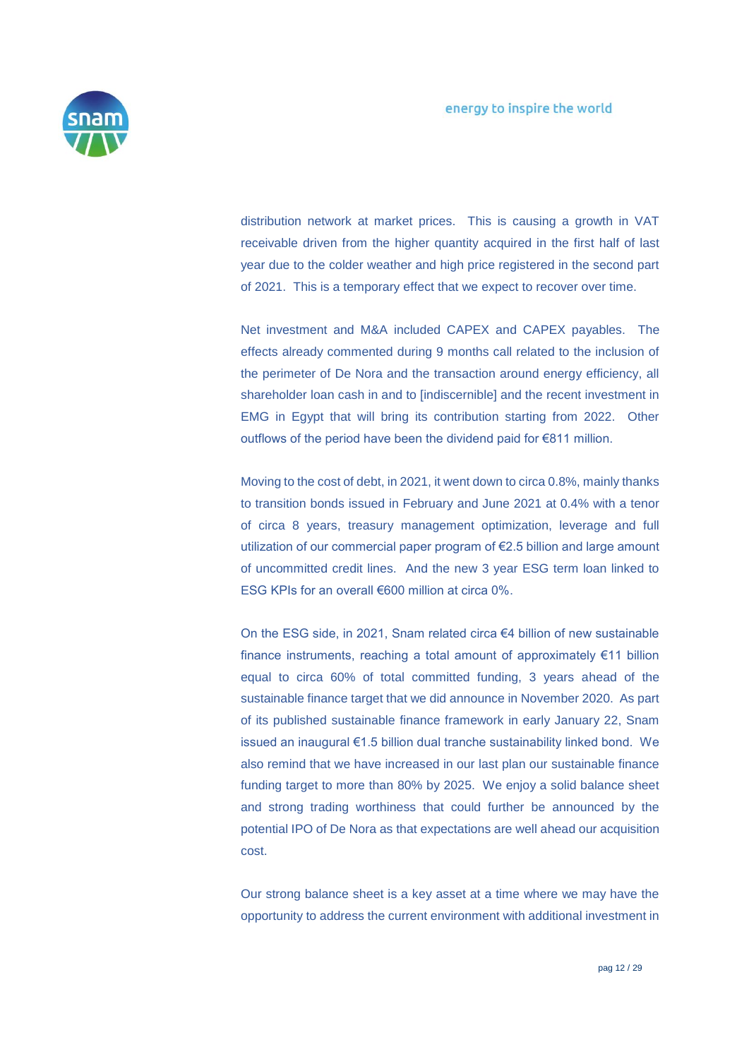distribution network at market prices. This is causing a growth in VAT receivable driven from the higher quantity acquired in the first half of last year due to the colder weather and high price registered in the second part of 2021. This is a temporary effect that we expect to recover over time.

Net investment and M&A included CAPEX and CAPEX payables. The effects already commented during 9 months call related to the inclusion of the perimeter of De Nora and the transaction around energy efficiency, all shareholder loan cash in and to [indiscernible] and the recent investment in EMG in Egypt that will bring its contribution starting from 2022. Other outflows of the period have been the dividend paid for €811 million.

Moving to the cost of debt, in 2021, it went down to circa 0.8%, mainly thanks to transition bonds issued in February and June 2021 at 0.4% with a tenor of circa 8 years, treasury management optimization, leverage and full utilization of our commercial paper program of €2.5 billion and large amount of uncommitted credit lines. And the new 3 year ESG term loan linked to ESG KPIs for an overall €600 million at circa 0%.

On the ESG side, in 2021, Snam related circa €4 billion of new sustainable finance instruments, reaching a total amount of approximately €11 billion equal to circa 60% of total committed funding, 3 years ahead of the sustainable finance target that we did announce in November 2020. As part of its published sustainable finance framework in early January 22, Snam issued an inaugural €1.5 billion dual tranche sustainability linked bond. We also remind that we have increased in our last plan our sustainable finance funding target to more than 80% by 2025. We enjoy a solid balance sheet and strong trading worthiness that could further be announced by the potential IPO of De Nora as that expectations are well ahead our acquisition cost.

Our strong balance sheet is a key asset at a time where we may have the opportunity to address the current environment with additional investment in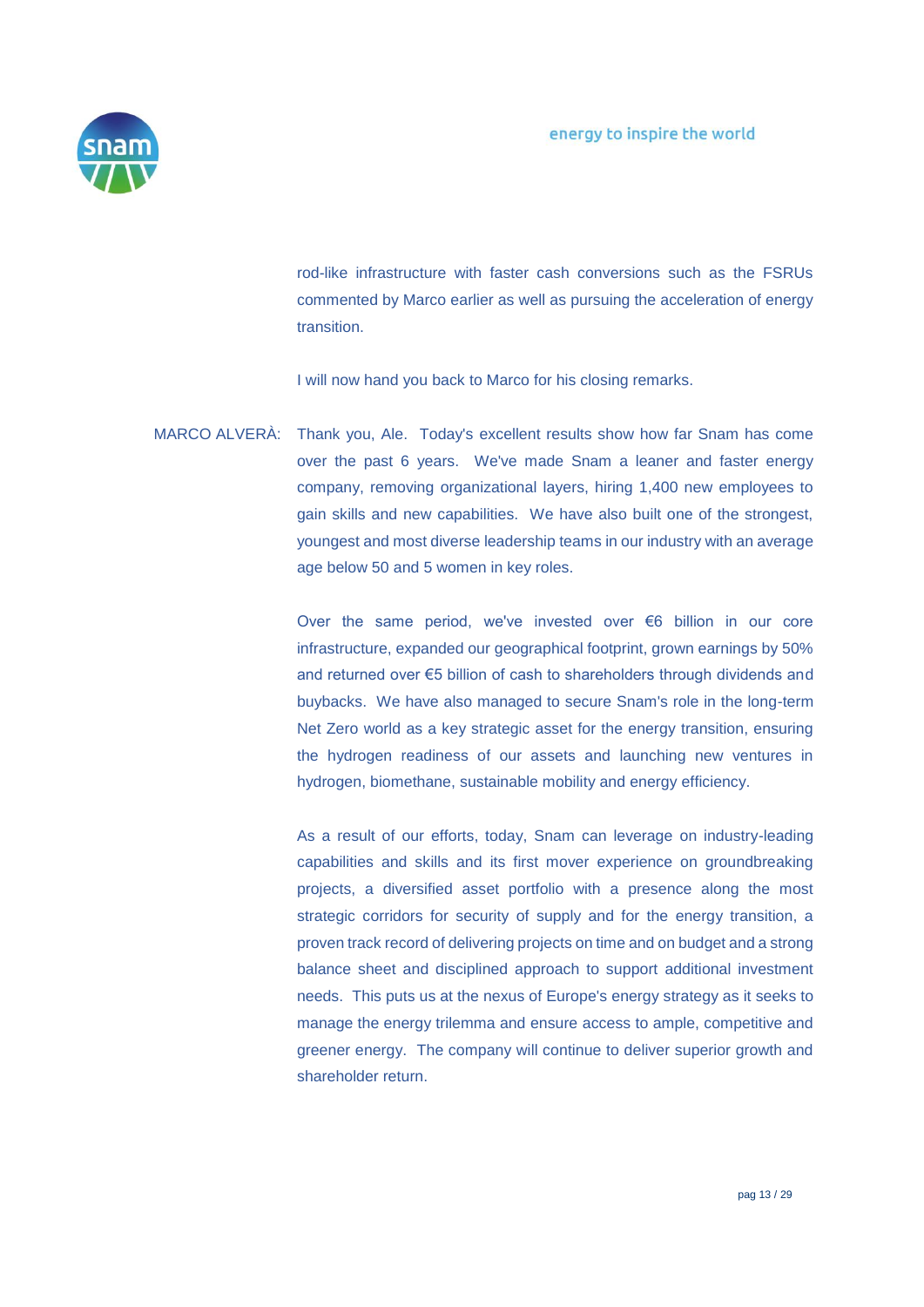rod-like infrastructure with faster cash conversions such as the FSRUs commented by Marco earlier as well as pursuing the acceleration of energy transition.

I will now hand you back to Marco for his closing remarks.

MARCO ALVERÀ: Thank you, Ale. Today's excellent results show how far Snam has come over the past 6 years. We've made Snam a leaner and faster energy company, removing organizational layers, hiring 1,400 new employees to gain skills and new capabilities. We have also built one of the strongest, youngest and most diverse leadership teams in our industry with an average age below 50 and 5 women in key roles.

Over the same period, we've invested over €6 billion in our core infrastructure, expanded our geographical footprint, grown earnings by 50% and returned over €5 billion of cash to shareholders through dividends and buybacks. We have also managed to secure Snam's role in the long-term Net Zero world as a key strategic asset for the energy transition, ensuring the hydrogen readiness of our assets and launching new ventures in hydrogen, biomethane, sustainable mobility and energy efficiency.

As a result of our efforts, today, Snam can leverage on industry-leading capabilities and skills and its first mover experience on groundbreaking projects, a diversified asset portfolio with a presence along the most strategic corridors for security of supply and for the energy transition, a proven track record of delivering projects on time and on budget and a strong balance sheet and disciplined approach to support additional investment needs. This puts us at the nexus of Europe's energy strategy as it seeks to manage the energy trilemma and ensure access to ample, competitive and greener energy. The company will continue to deliver superior growth and shareholder return.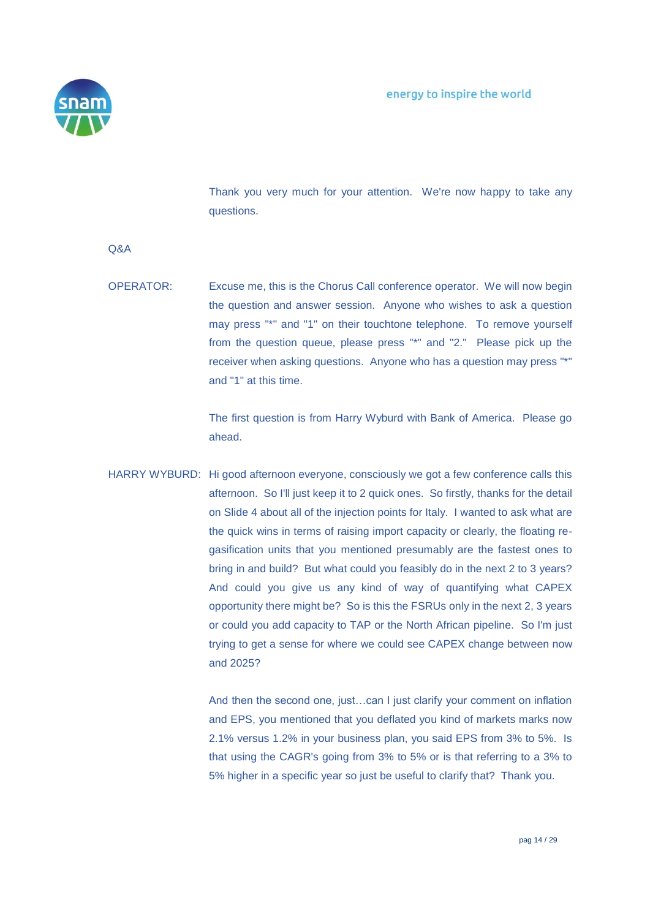Thank you very much for your attention. We're now happy to take any questions.

Q&A

OPERATOR: Excuse me, this is the Chorus Call conference operator. We will now begin the question and answer session. Anyone who wishes to ask a question may press "*" and "1" on their touchtone telephone. To remove yourself from the question queue, please press "*" and "2." Please pick up the receiver when asking questions. Anyone who has a question may press "*" and "1" at this time.

The first question is from Harry Wyburd with Bank of America. Please go ahead.

HARRY WYBURD: Hi good afternoon everyone, consciously we got a few conference calls this afternoon. So I'll just keep it to 2 quick ones. So firstly, thanks for the detail on Slide 4 about all of the injection points for Italy. I wanted to ask what are the quick wins in terms of raising import capacity or clearly, the floating re-gasification units that you mentioned presumably are the fastest ones to bring in and build? But what could you feasibly do in the next 2 to 3 years? And could you give us any kind of way of quantifying what CAPEX opportunity there might be? So is this the FSRUs only in the next 2, 3 years or could you add capacity to TAP or the North African pipeline. So I'm just trying to get a sense for where we could see CAPEX change between now and 2025?

And then the second one, just…can I just clarify your comment on inflation and EPS, you mentioned that you deflated you kind of markets marks now 2.1% versus 1.2% in your business plan, you said EPS from 3% to 5%. Is that using the CAGR's going from 3% to 5% or is that referring to a 3% to 5% higher in a specific year so just be useful to clarify that? Thank you.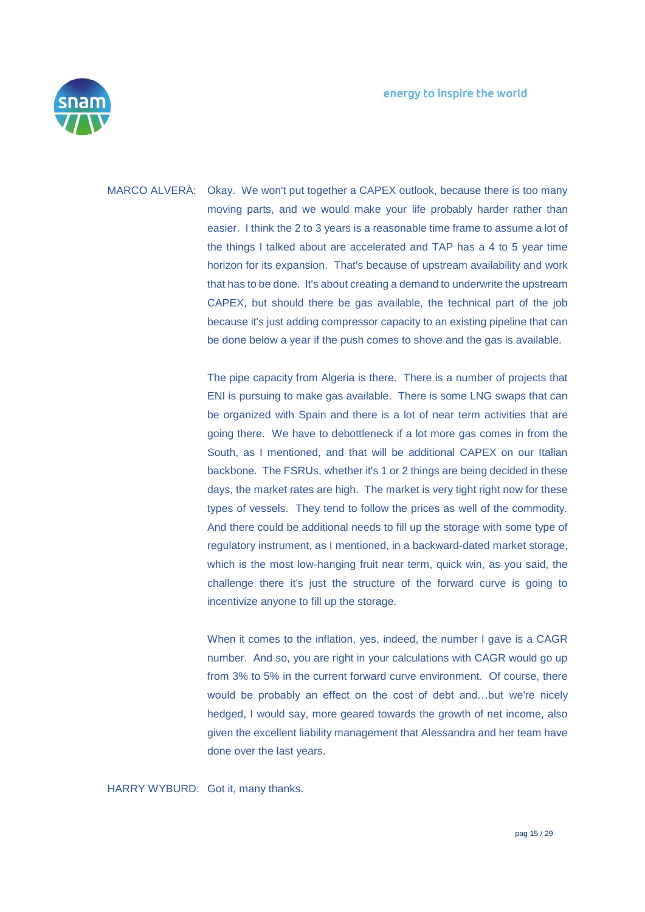MARCO ALVERÀ: Okay. We won't put together a CAPEX outlook, because there is too many moving parts, and we would make your life probably harder rather than easier. I think the 2 to 3 years is a reasonable time frame to assume a lot of the things I talked about are accelerated and TAP has a 4 to 5 year time horizon for its expansion. That's because of upstream availability and work that has to be done. It's about creating a demand to underwrite the upstream CAPEX, but should there be gas available, the technical part of the job because it's just adding compressor capacity to an existing pipeline that can be done below a year if the push comes to shove and the gas is available.

The pipe capacity from Algeria is there. There is a number of projects that ENI is pursuing to make gas available. There is some LNG swaps that can be organized with Spain and there is a lot of near term activities that are going there. We have to debottleneck if a lot more gas comes in from the South, as I mentioned, and that will be additional CAPEX on our Italian backbone. The FSRUs, whether it's 1 or 2 things are being decided in these days, the market rates are high. The market is very tight right now for these types of vessels. They tend to follow the prices as well of the commodity. And there could be additional needs to fill up the storage with some type of regulatory instrument, as I mentioned, in a backward-dated market storage, which is the most low-hanging fruit near term, quick win, as you said, the challenge there it's just the structure of the forward curve is going to incentivize anyone to fill up the storage.

When it comes to the inflation, yes, indeed, the number I gave is a CAGR number. And so, you are right in your calculations with CAGR would go up from 3% to 5% in the current forward curve environment. Of course, there would be probably an effect on the cost of debt and…but we're nicely hedged, I would say, more geared towards the growth of net income, also given the excellent liability management that Alessandra and her team have done over the last years.

HARRY WYBURD: Got it, many thanks.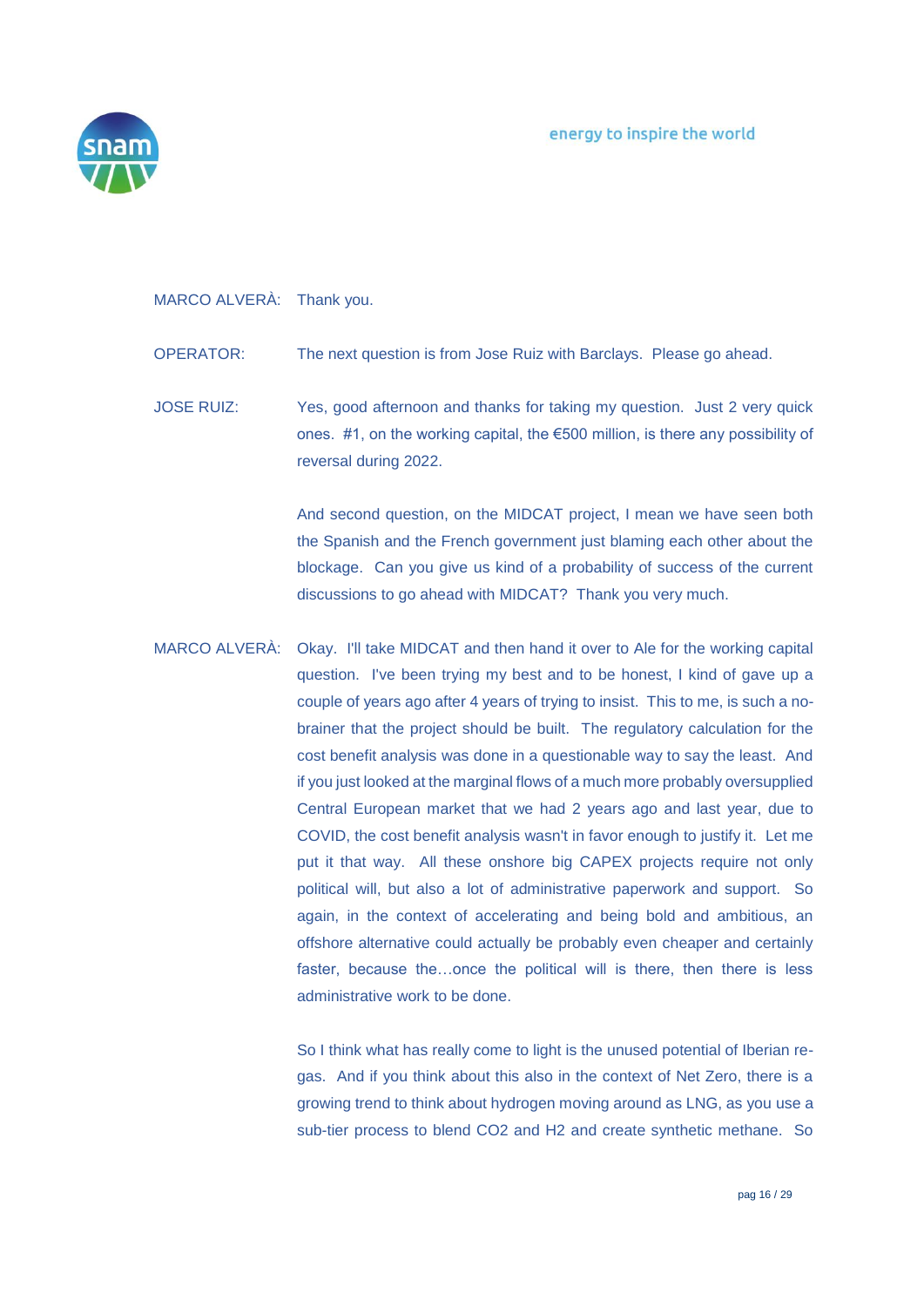MARCO ALVERÀ: Thank you.

OPERATOR: The next question is from Jose Ruiz with Barclays. Please go ahead.

JOSE RUIZ: Yes, good afternoon and thanks for taking my question. Just 2 very quick ones. #1, on the working capital, the €500 million, is there any possibility of reversal during 2022.

And second question, on the MIDCAT project, I mean we have seen both the Spanish and the French government just blaming each other about the blockage. Can you give us kind of a probability of success of the current discussions to go ahead with MIDCAT? Thank you very much.

MARCO ALVERÀ: Okay. I'll take MIDCAT and then hand it over to Ale for the working capital question. I've been trying my best and to be honest, I kind of gave up a couple of years ago after 4 years of trying to insist. This to me, is such a no-brainer that the project should be built. The regulatory calculation for the cost benefit analysis was done in a questionable way to say the least. And if you just looked at the marginal flows of a much more probably oversupplied Central European market that we had 2 years ago and last year, due to COVID, the cost benefit analysis wasn't in favor enough to justify it. Let me put it that way. All these onshore big CAPEX projects require not only political will, but also a lot of administrative paperwork and support. So again, in the context of accelerating and being bold and ambitious, an offshore alternative could actually be probably even cheaper and certainly faster, because the…once the political will is there, then there is less administrative work to be done.

So I think what has really come to light is the unused potential of Iberian re-gas. And if you think about this also in the context of Net Zero, there is a growing trend to think about hydrogen moving around as LNG, as you use a sub-tier process to blend $CO_2$ and $H_2$ and create synthetic methane. So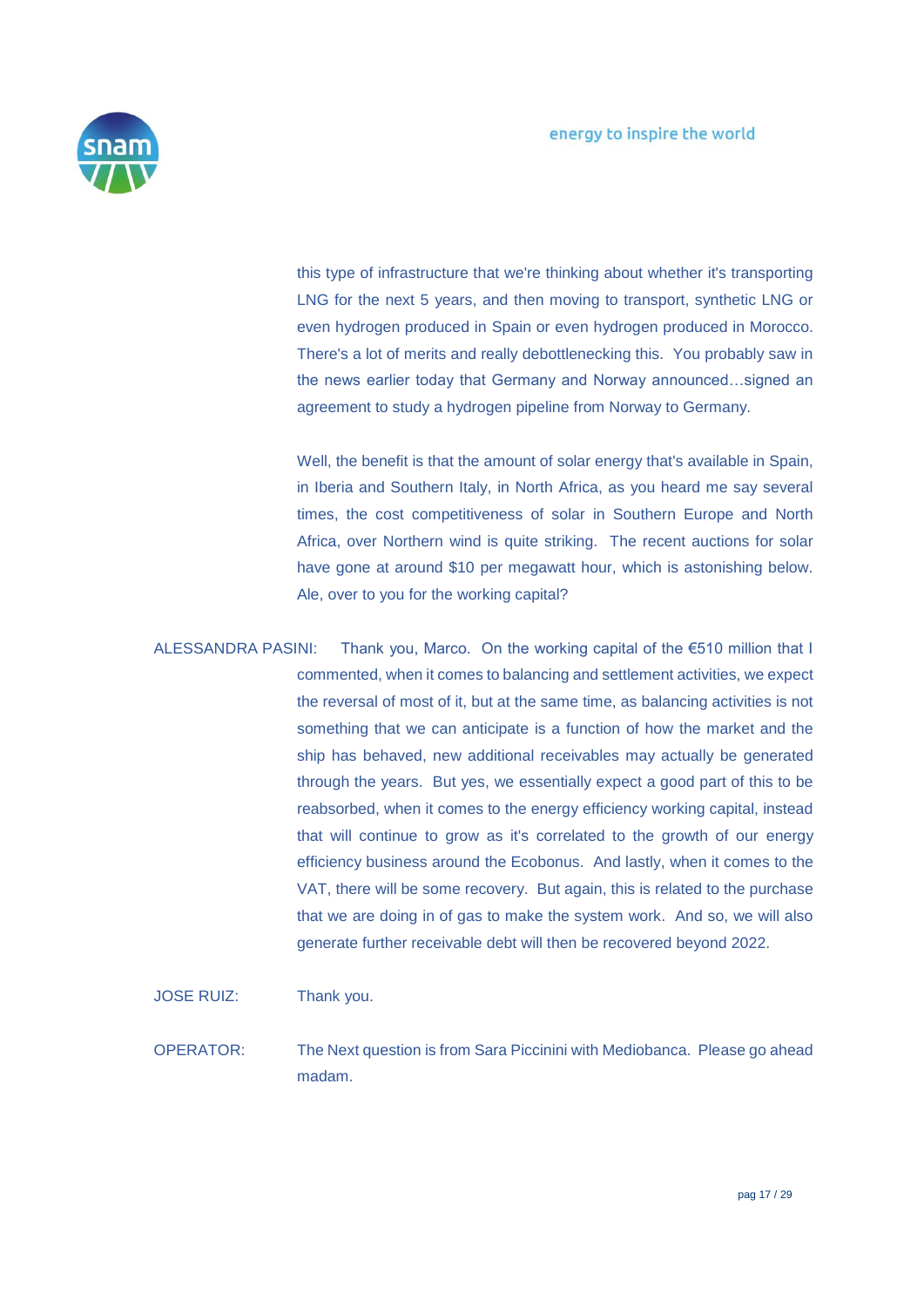this type of infrastructure that we're thinking about whether it's transporting LNG for the next 5 years, and then moving to transport, synthetic LNG or even hydrogen produced in Spain or even hydrogen produced in Morocco. There's a lot of merits and really debottlenecking this. You probably saw in the news earlier today that Germany and Norway announced…signed an agreement to study a hydrogen pipeline from Norway to Germany.

Well, the benefit is that the amount of solar energy that's available in Spain, in Iberia and Southern Italy, in North Africa, as you heard me say several times, the cost competitiveness of solar in Southern Europe and North Africa, over Northern wind is quite striking. The recent auctions for solar have gone at around $10 per megawatt hour, which is astonishing below. Ale, over to you for the working capital?

ALESSANDRA PASINI: Thank you, Marco. On the working capital of the €510 million that I commented, when it comes to balancing and settlement activities, we expect the reversal of most of it, but at the same time, as balancing activities is not something that we can anticipate is a function of how the market and the ship has behaved, new additional receivables may actually be generated through the years. But yes, we essentially expect a good part of this to be reabsorbed, when it comes to the energy efficiency working capital, instead that will continue to grow as it's correlated to the growth of our energy efficiency business around the Ecobonus. And lastly, when it comes to the VAT, there will be some recovery. But again, this is related to the purchase that we are doing in of gas to make the system work. And so, we will also generate further receivable debt will then be recovered beyond 2022.

JOSE RUIZ: Thank you.

OPERATOR: The Next question is from Sara Piccinini with Mediobanca. Please go ahead madam.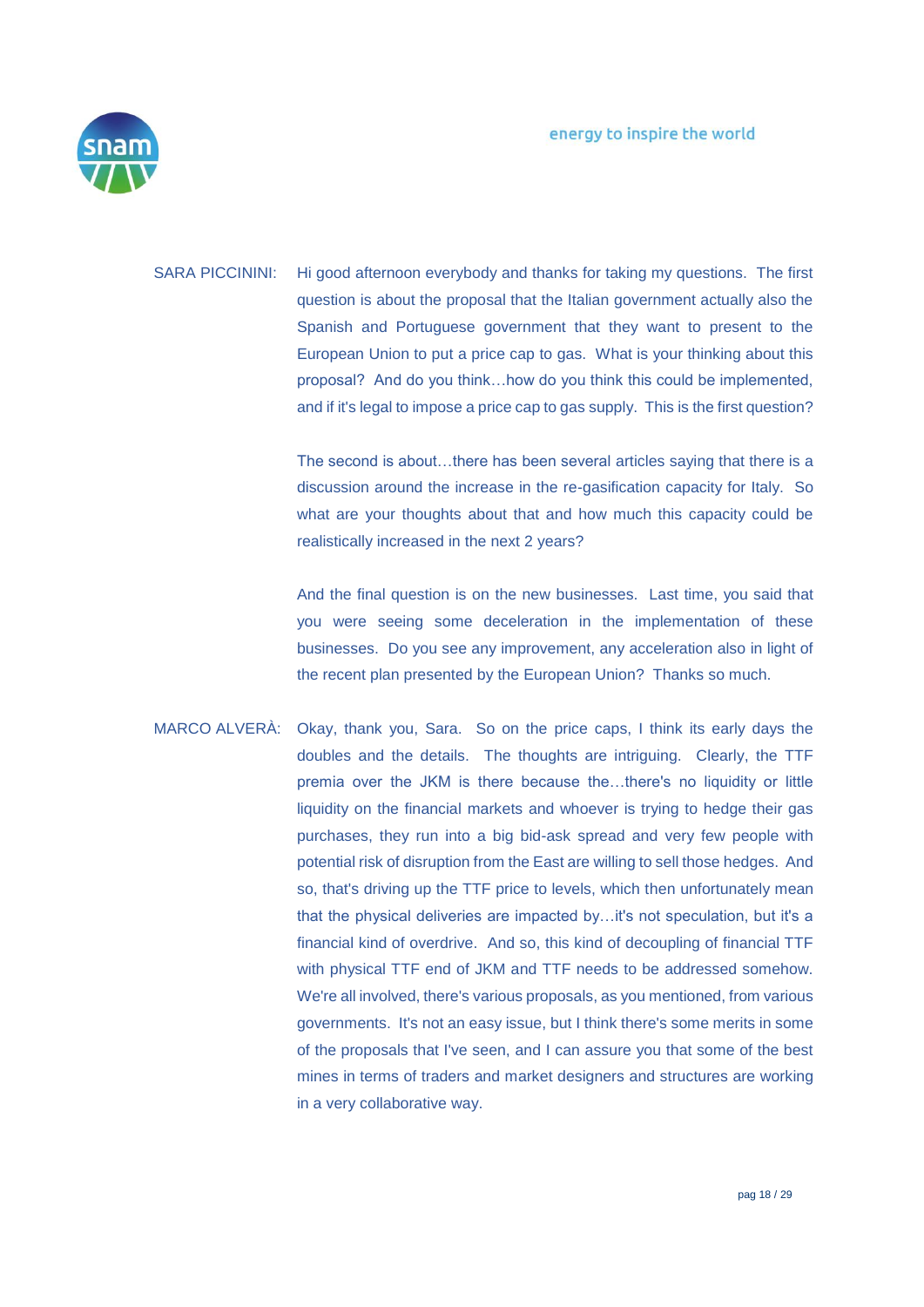SARA PICCININI: Hi good afternoon everybody and thanks for taking my questions. The first question is about the proposal that the Italian government actually also the Spanish and Portuguese government that they want to present to the European Union to put a price cap to gas. What is your thinking about this proposal? And do you think…how do you think this could be implemented, and if it's legal to impose a price cap to gas supply. This is the first question?

The second is about…there has been several articles saying that there is a discussion around the increase in the re-gasification capacity for Italy. So what are your thoughts about that and how much this capacity could be realistically increased in the next 2 years?

And the final question is on the new businesses. Last time, you said that you were seeing some deceleration in the implementation of these businesses. Do you see any improvement, any acceleration also in light of the recent plan presented by the European Union? Thanks so much.

MARCO ALVERÀ: Okay, thank you, Sara. So on the price caps, I think its early days the doubles and the details. The thoughts are intriguing. Clearly, the TTF premia over the JKM is there because the…there's no liquidity or little liquidity on the financial markets and whoever is trying to hedge their gas purchases, they run into a big bid-ask spread and very few people with potential risk of disruption from the East are willing to sell those hedges. And so, that's driving up the TTF price to levels, which then unfortunately mean that the physical deliveries are impacted by…it's not speculation, but it's a financial kind of overdrive. And so, this kind of decoupling of financial TTF with physical TTF end of JKM and TTF needs to be addressed somehow. We're all involved, there's various proposals, as you mentioned, from various governments. It's not an easy issue, but I think there's some merits in some of the proposals that I've seen, and I can assure you that some of the best mines in terms of traders and market designers and structures are working in a very collaborative way.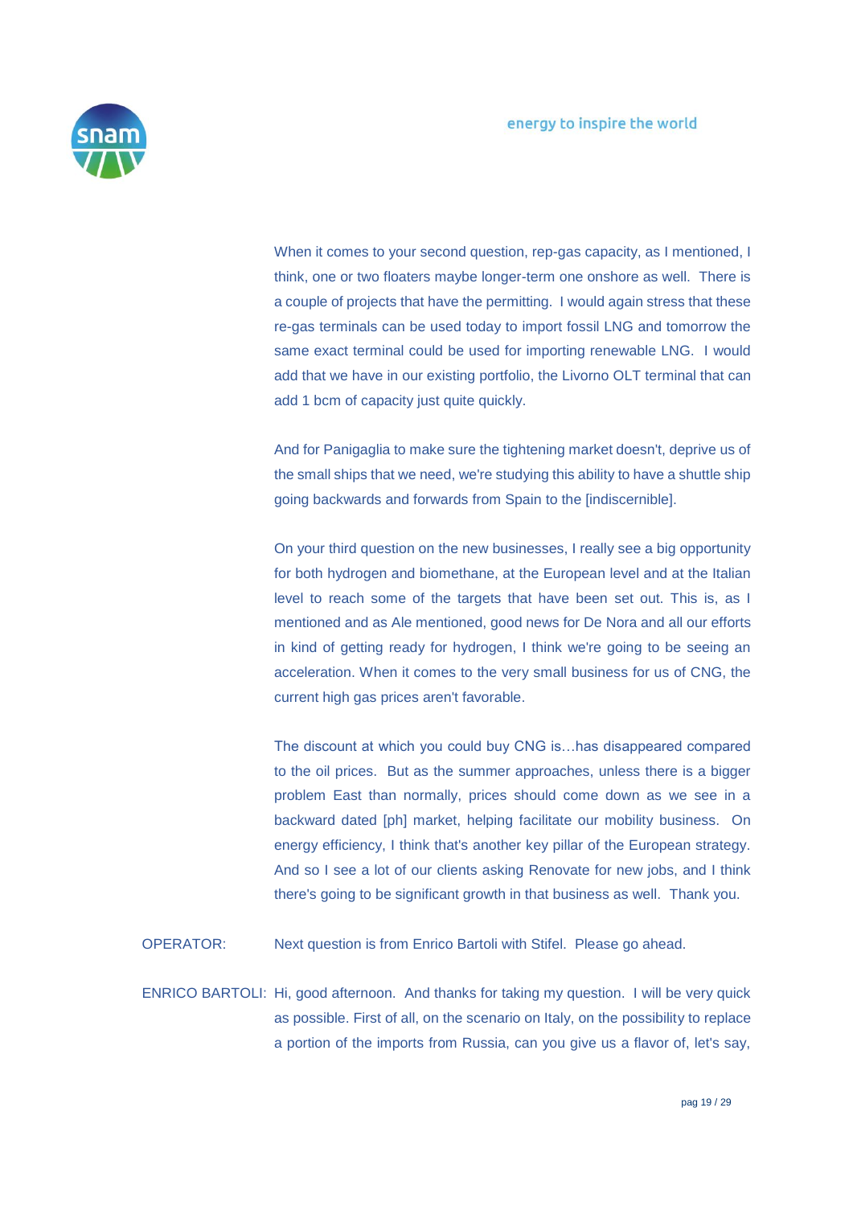When it comes to your second question, rep-gas capacity, as I mentioned, I think, one or two floaters maybe longer-term one onshore as well. There is a couple of projects that have the permitting. I would again stress that these re-gas terminals can be used today to import fossil LNG and tomorrow the same exact terminal could be used for importing renewable LNG. I would add that we have in our existing portfolio, the Livorno OLT terminal that can add 1 bcm of capacity just quite quickly.

And for Panigaglia to make sure the tightening market doesn't, deprive us of the small ships that we need, we're studying this ability to have a shuttle ship going backwards and forwards from Spain to the [indiscernible].

On your third question on the new businesses, I really see a big opportunity for both hydrogen and biomethane, at the European level and at the Italian level to reach some of the targets that have been set out. This is, as I mentioned and as Ale mentioned, good news for De Nora and all our efforts in kind of getting ready for hydrogen, I think we're going to be seeing an acceleration. When it comes to the very small business for us of CNG, the current high gas prices aren't favorable.

The discount at which you could buy CNG is…has disappeared compared to the oil prices. But as the summer approaches, unless there is a bigger problem East than normally, prices should come down as we see in a backward dated [ph] market, helping facilitate our mobility business. On energy efficiency, I think that's another key pillar of the European strategy. And so I see a lot of our clients asking Renovate for new jobs, and I think there's going to be significant growth in that business as well. Thank you.

OPERATOR: Next question is from Enrico Bartoli with Stifel. Please go ahead.

ENRICO BARTOLI: Hi, good afternoon. And thanks for taking my question. I will be very quick as possible. First of all, on the scenario on Italy, on the possibility to replace a portion of the imports from Russia, can you give us a flavor of, let's say,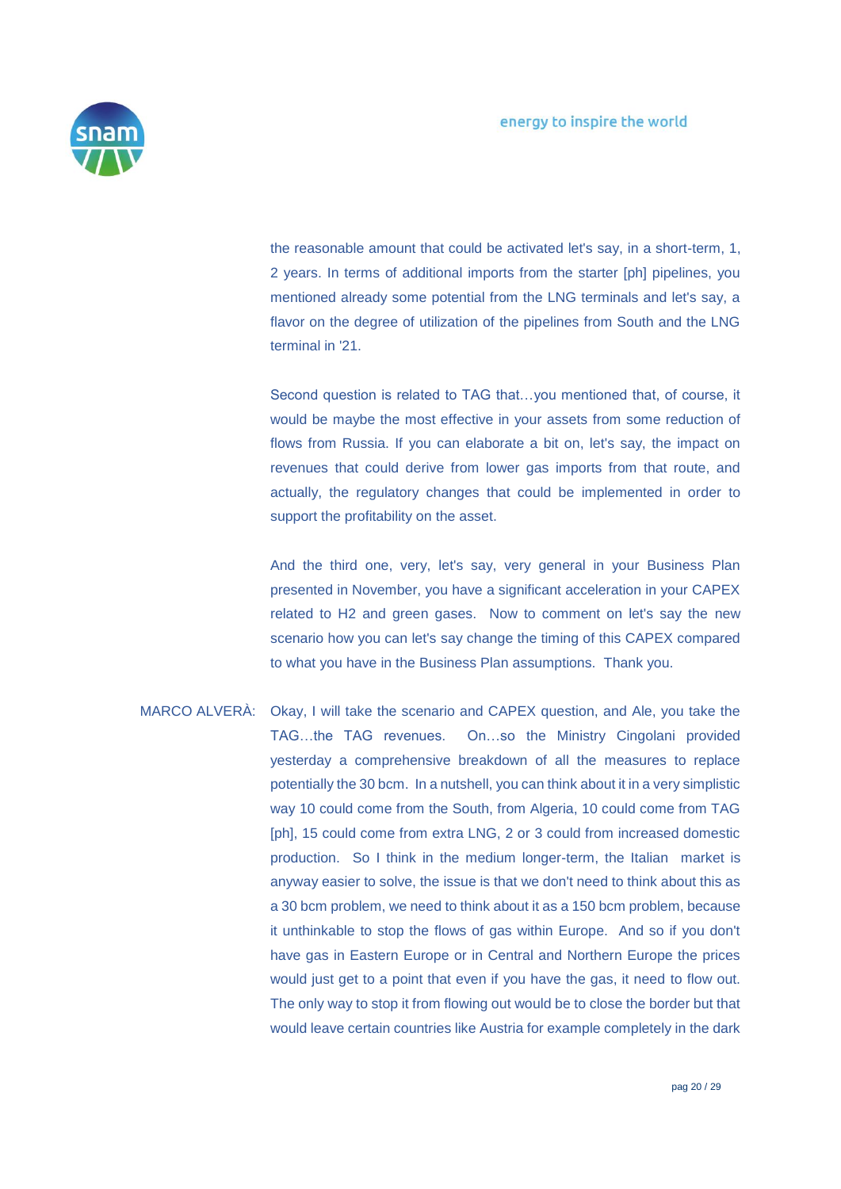the reasonable amount that could be activated let's say, in a short-term, 1, 2 years. In terms of additional imports from the starter [ph] pipelines, you mentioned already some potential from the LNG terminals and let's say, a flavor on the degree of utilization of the pipelines from South and the LNG terminal in '21.

Second question is related to TAG that…you mentioned that, of course, it would be maybe the most effective in your assets from some reduction of flows from Russia. If you can elaborate a bit on, let's say, the impact on revenues that could derive from lower gas imports from that route, and actually, the regulatory changes that could be implemented in order to support the profitability on the asset.

And the third one, very, let's say, very general in your Business Plan presented in November, you have a significant acceleration in your CAPEX related to H2 and green gases. Now to comment on let's say the new scenario how you can let's say change the timing of this CAPEX compared to what you have in the Business Plan assumptions. Thank you.

MARCO ALVERÀ: Okay, I will take the scenario and CAPEX question, and Ale, you take the TAG…the TAG revenues. On…so the Ministry Cingolani provided yesterday a comprehensive breakdown of all the measures to replace potentially the 30 bcm. In a nutshell, you can think about it in a very simplistic way 10 could come from the South, from Algeria, 10 could come from TAG [ph], 15 could come from extra LNG, 2 or 3 could from increased domestic production. So I think in the medium longer-term, the Italian market is anyway easier to solve, the issue is that we don't need to think about this as a 30 bcm problem, we need to think about it as a 150 bcm problem, because it unthinkable to stop the flows of gas within Europe. And so if you don't have gas in Eastern Europe or in Central and Northern Europe the prices would just get to a point that even if you have the gas, it need to flow out. The only way to stop it from flowing out would be to close the border but that would leave certain countries like Austria for example completely in the dark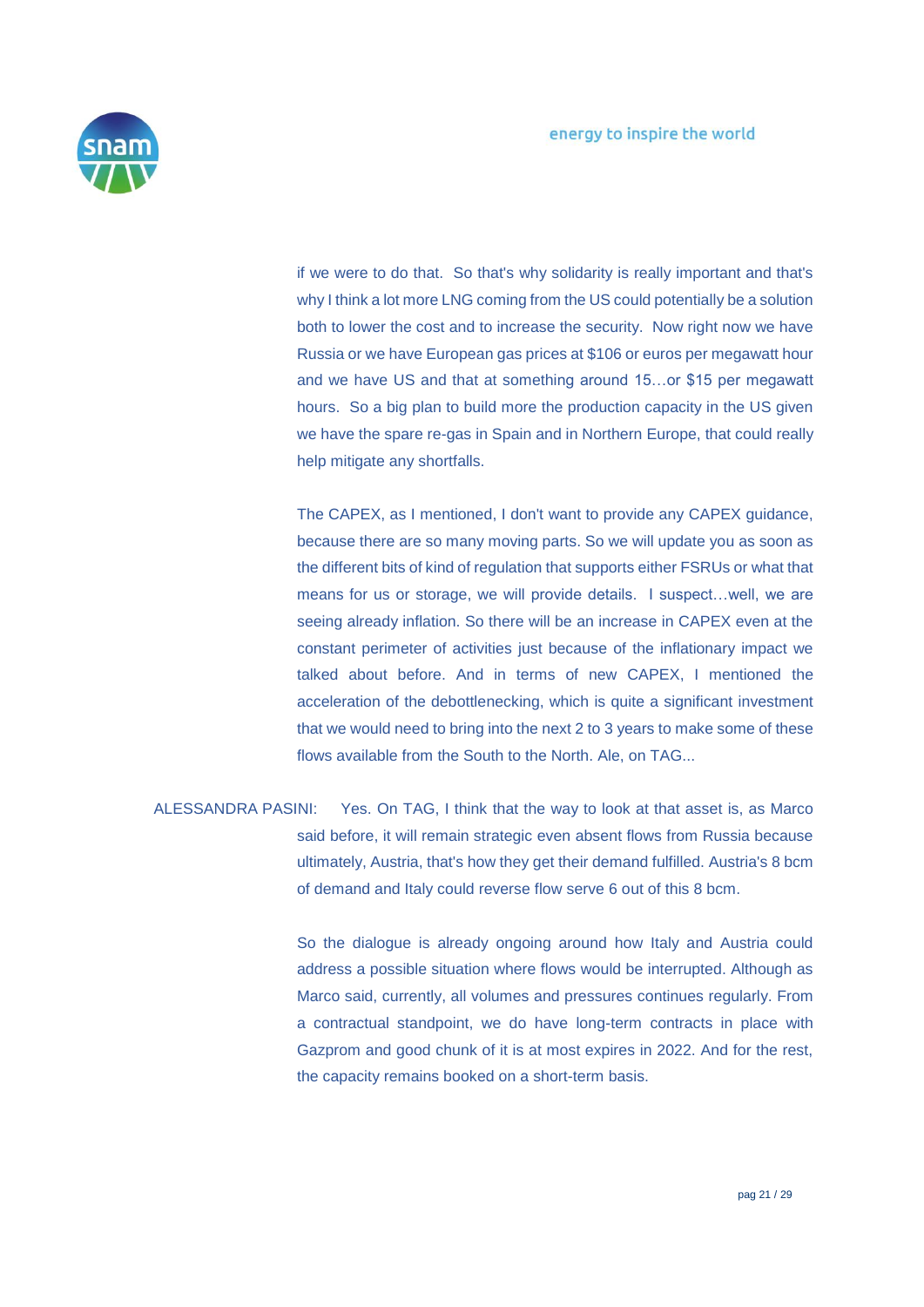if we were to do that. So that's why solidarity is really important and that's why I think a lot more LNG coming from the US could potentially be a solution both to lower the cost and to increase the security. Now right now we have Russia or we have European gas prices at $106 or euros per megawatt hour and we have US and that at something around 15…or $15 per megawatt hours. So a big plan to build more the production capacity in the US given we have the spare re-gas in Spain and in Northern Europe, that could really help mitigate any shortfalls.

The CAPEX, as I mentioned, I don't want to provide any CAPEX guidance, because there are so many moving parts. So we will update you as soon as the different bits of kind of regulation that supports either FSRUs or what that means for us or storage, we will provide details. I suspect…well, we are seeing already inflation. So there will be an increase in CAPEX even at the constant perimeter of activities just because of the inflationary impact we talked about before. And in terms of new CAPEX, I mentioned the acceleration of the debottlenecking, which is quite a significant investment that we would need to bring into the next 2 to 3 years to make some of these flows available from the South to the North. Ale, on TAG...

ALESSANDRA PASINI: Yes. On TAG, I think that the way to look at that asset is, as Marco said before, it will remain strategic even absent flows from Russia because ultimately, Austria, that's how they get their demand fulfilled. Austria's 8 bcm of demand and Italy could reverse flow serve 6 out of this 8 bcm.

So the dialogue is already ongoing around how Italy and Austria could address a possible situation where flows would be interrupted. Although as Marco said, currently, all volumes and pressures continues regularly. From a contractual standpoint, we do have long-term contracts in place with Gazprom and good chunk of it is at most expires in 2022. And for the rest, the capacity remains booked on a short-term basis.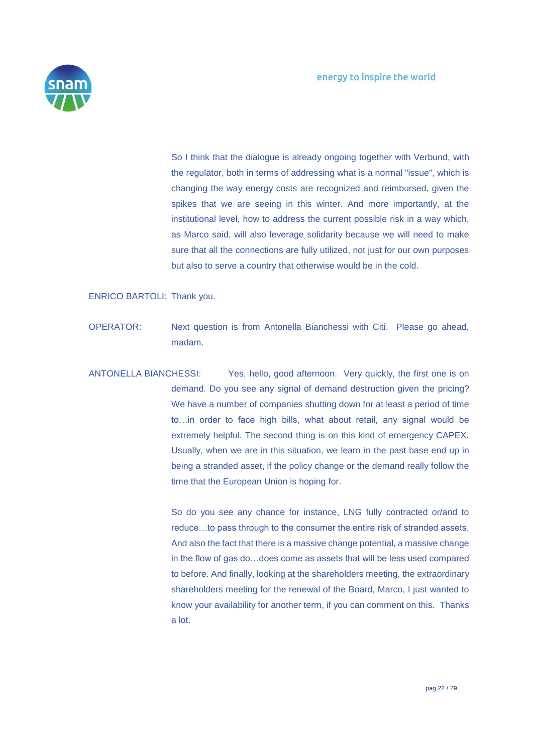So I think that the dialogue is already ongoing together with Verbund, with the regulator, both in terms of addressing what is a normal "issue", which is changing the way energy costs are recognized and reimbursed, given the spikes that we are seeing in this winter. And more importantly, at the institutional level, how to address the current possible risk in a way which, as Marco said, will also leverage solidarity because we will need to make sure that all the connections are fully utilized, not just for our own purposes but also to serve a country that otherwise would be in the cold.

ENRICO BARTOLI: Thank you.

OPERATOR: Next question is from Antonella Bianchessi with Citi. Please go ahead, madam.

ANTONELLA BIANCHESSI: Yes, hello, good afternoon. Very quickly, the first one is on demand. Do you see any signal of demand destruction given the pricing? We have a number of companies shutting down for at least a period of time to…in order to face high bills, what about retail, any signal would be extremely helpful. The second thing is on this kind of emergency CAPEX. Usually, when we are in this situation, we learn in the past base end up in being a stranded asset, if the policy change or the demand really follow the time that the European Union is hoping for.

So do you see any chance for instance, LNG fully contracted or/and to reduce…to pass through to the consumer the entire risk of stranded assets. And also the fact that there is a massive change potential, a massive change in the flow of gas do…does come as assets that will be less used compared to before. And finally, looking at the shareholders meeting, the extraordinary shareholders meeting for the renewal of the Board, Marco, I just wanted to know your availability for another term, if you can comment on this. Thanks a lot.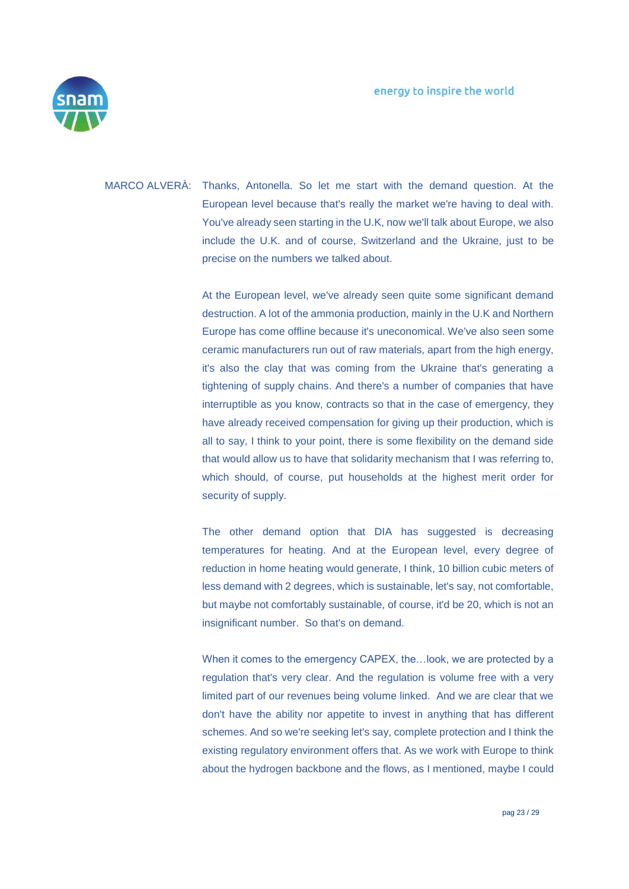MARCO ALVERÀ: Thanks, Antonella. So let me start with the demand question. At the European level because that's really the market we're having to deal with. You've already seen starting in the U.K, now we'll talk about Europe, we also include the U.K. and of course, Switzerland and the Ukraine, just to be precise on the numbers we talked about.

At the European level, we've already seen quite some significant demand destruction. A lot of the ammonia production, mainly in the U.K and Northern Europe has come offline because it's uneconomical. We've also seen some ceramic manufacturers run out of raw materials, apart from the high energy, it's also the clay that was coming from the Ukraine that's generating a tightening of supply chains. And there's a number of companies that have interruptible as you know, contracts so that in the case of emergency, they have already received compensation for giving up their production, which is all to say, I think to your point, there is some flexibility on the demand side that would allow us to have that solidarity mechanism that I was referring to, which should, of course, put households at the highest merit order for security of supply.

The other demand option that DIA has suggested is decreasing temperatures for heating. And at the European level, every degree of reduction in home heating would generate, I think, 10 billion cubic meters of less demand with 2 degrees, which is sustainable, let's say, not comfortable, but maybe not comfortably sustainable, of course, it'd be 20, which is not an insignificant number. So that's on demand.

When it comes to the emergency CAPEX, the…look, we are protected by a regulation that's very clear. And the regulation is volume free with a very limited part of our revenues being volume linked. And we are clear that we don't have the ability nor appetite to invest in anything that has different schemes. And so we're seeking let's say, complete protection and I think the existing regulatory environment offers that. As we work with Europe to think about the hydrogen backbone and the flows, as I mentioned, maybe I could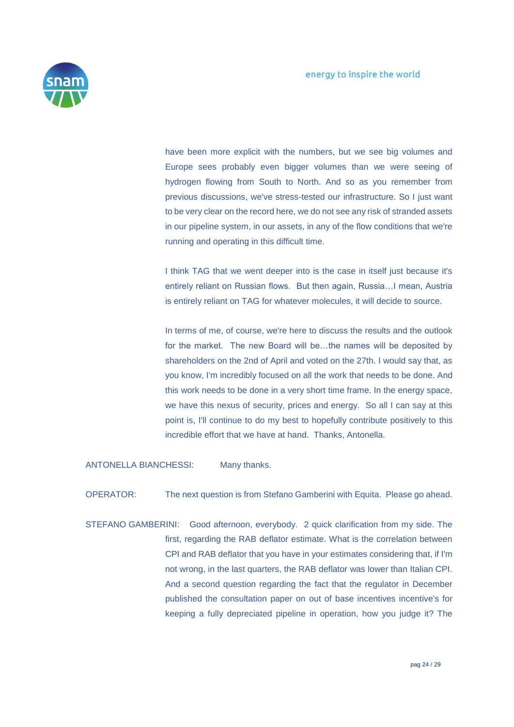have been more explicit with the numbers, but we see big volumes and Europe sees probably even bigger volumes than we were seeing of hydrogen flowing from South to North. And so as you remember from previous discussions, we've stress-tested our infrastructure. So I just want to be very clear on the record here, we do not see any risk of stranded assets in our pipeline system, in our assets, in any of the flow conditions that we're running and operating in this difficult time.

I think TAG that we went deeper into is the case in itself just because it's entirely reliant on Russian flows. But then again, Russia…I mean, Austria is entirely reliant on TAG for whatever molecules, it will decide to source.

In terms of me, of course, we're here to discuss the results and the outlook for the market. The new Board will be…the names will be deposited by shareholders on the 2nd of April and voted on the 27th. I would say that, as you know, I'm incredibly focused on all the work that needs to be done. And this work needs to be done in a very short time frame. In the energy space, we have this nexus of security, prices and energy. So all I can say at this point is, I'll continue to do my best to hopefully contribute positively to this incredible effort that we have at hand. Thanks, Antonella.

ANTONELLA BIANCHESSI: Many thanks.

OPERATOR: The next question is from Stefano Gamberini with Equita. Please go ahead.

STEFANO GAMBERINI: Good afternoon, everybody. 2 quick clarification from my side. The first, regarding the RAB deflator estimate. What is the correlation between CPI and RAB deflator that you have in your estimates considering that, if I'm not wrong, in the last quarters, the RAB deflator was lower than Italian CPI. And a second question regarding the fact that the regulator in December published the consultation paper on out of base incentives incentive's for keeping a fully depreciated pipeline in operation, how you judge it? The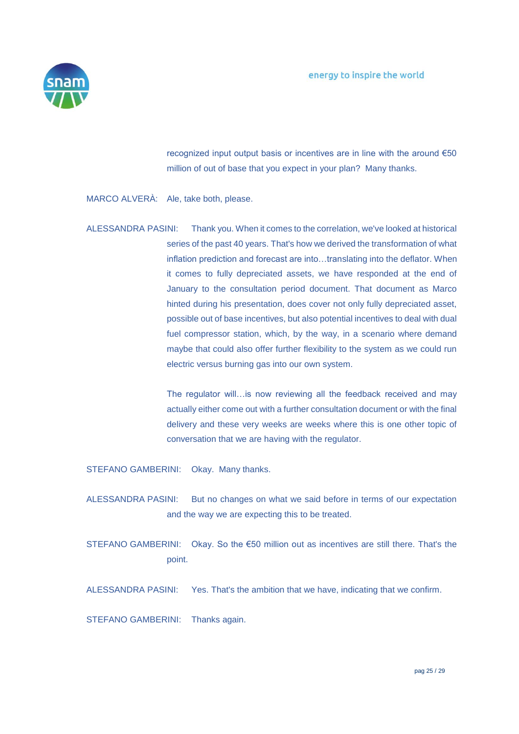recognized input output basis or incentives are in line with the around €50 million of out of base that you expect in your plan? Many thanks.

MARCO ALVERÀ: Ale, take both, please.

ALESSANDRA PASINI: Thank you. When it comes to the correlation, we've looked at historical series of the past 40 years. That's how we derived the transformation of what inflation prediction and forecast are into…translating into the deflator. When it comes to fully depreciated assets, we have responded at the end of January to the consultation period document. That document as Marco hinted during his presentation, does cover not only fully depreciated asset, possible out of base incentives, but also potential incentives to deal with dual fuel compressor station, which, by the way, in a scenario where demand maybe that could also offer further flexibility to the system as we could run electric versus burning gas into our own system.

The regulator will…is now reviewing all the feedback received and may actually either come out with a further consultation document or with the final delivery and these very weeks are weeks where this is one other topic of conversation that we are having with the regulator.

STEFANO GAMBERINI: Okay. Many thanks.

ALESSANDRA PASINI: But no changes on what we said before in terms of our expectation and the way we are expecting this to be treated.

STEFANO GAMBERINI: Okay. So the €50 million out as incentives are still there. That's the point.

ALESSANDRA PASINI: Yes. That's the ambition that we have, indicating that we confirm.

STEFANO GAMBERINI: Thanks again.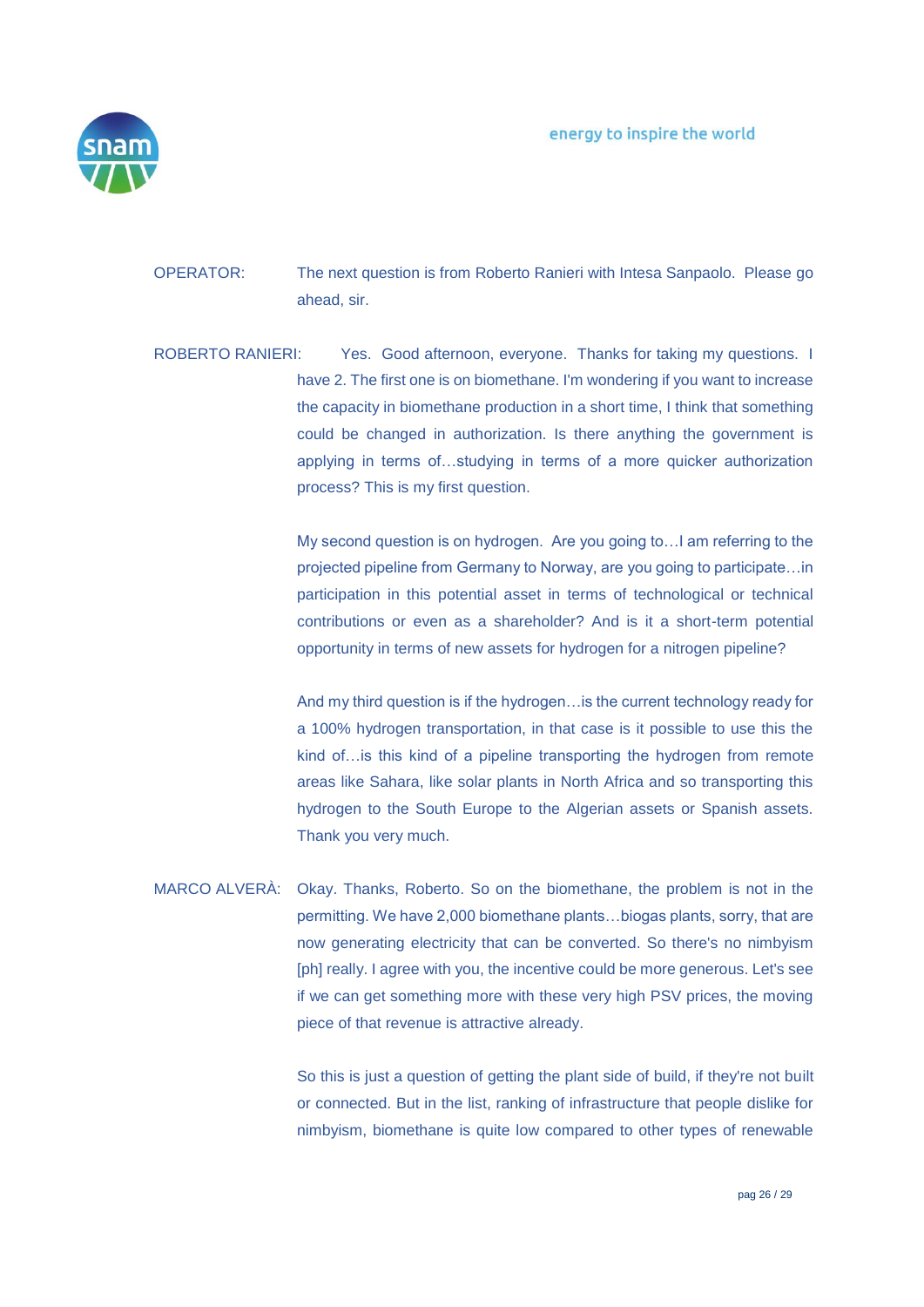OPERATOR: The next question is from Roberto Ranieri with Intesa Sanpaolo. Please go ahead, sir.

ROBERTO RANIERI: Yes. Good afternoon, everyone. Thanks for taking my questions. I have 2. The first one is on biomethane. I'm wondering if you want to increase the capacity in biomethane production in a short time, I think that something could be changed in authorization. Is there anything the government is applying in terms of…studying in terms of a more quicker authorization process? This is my first question.

My second question is on hydrogen. Are you going to…I am referring to the projected pipeline from Germany to Norway, are you going to participate…in participation in this potential asset in terms of technological or technical contributions or even as a shareholder? And is it a short-term potential opportunity in terms of new assets for hydrogen for a nitrogen pipeline?

And my third question is if the hydrogen…is the current technology ready for a 100% hydrogen transportation, in that case is it possible to use this the kind of…is this kind of a pipeline transporting the hydrogen from remote areas like Sahara, like solar plants in North Africa and so transporting this hydrogen to the South Europe to the Algerian assets or Spanish assets. Thank you very much.

MARCO ALVERÀ: Okay. Thanks, Roberto. So on the biomethane, the problem is not in the permitting. We have 2,000 biomethane plants…biogas plants, sorry, that are now generating electricity that can be converted. So there's no nimbyism [ph] really. I agree with you, the incentive could be more generous. Let's see if we can get something more with these very high PSV prices, the moving piece of that revenue is attractive already.

So this is just a question of getting the plant side of build, if they're not built or connected. But in the list, ranking of infrastructure that people dislike for nimbyism, biomethane is quite low compared to other types of renewable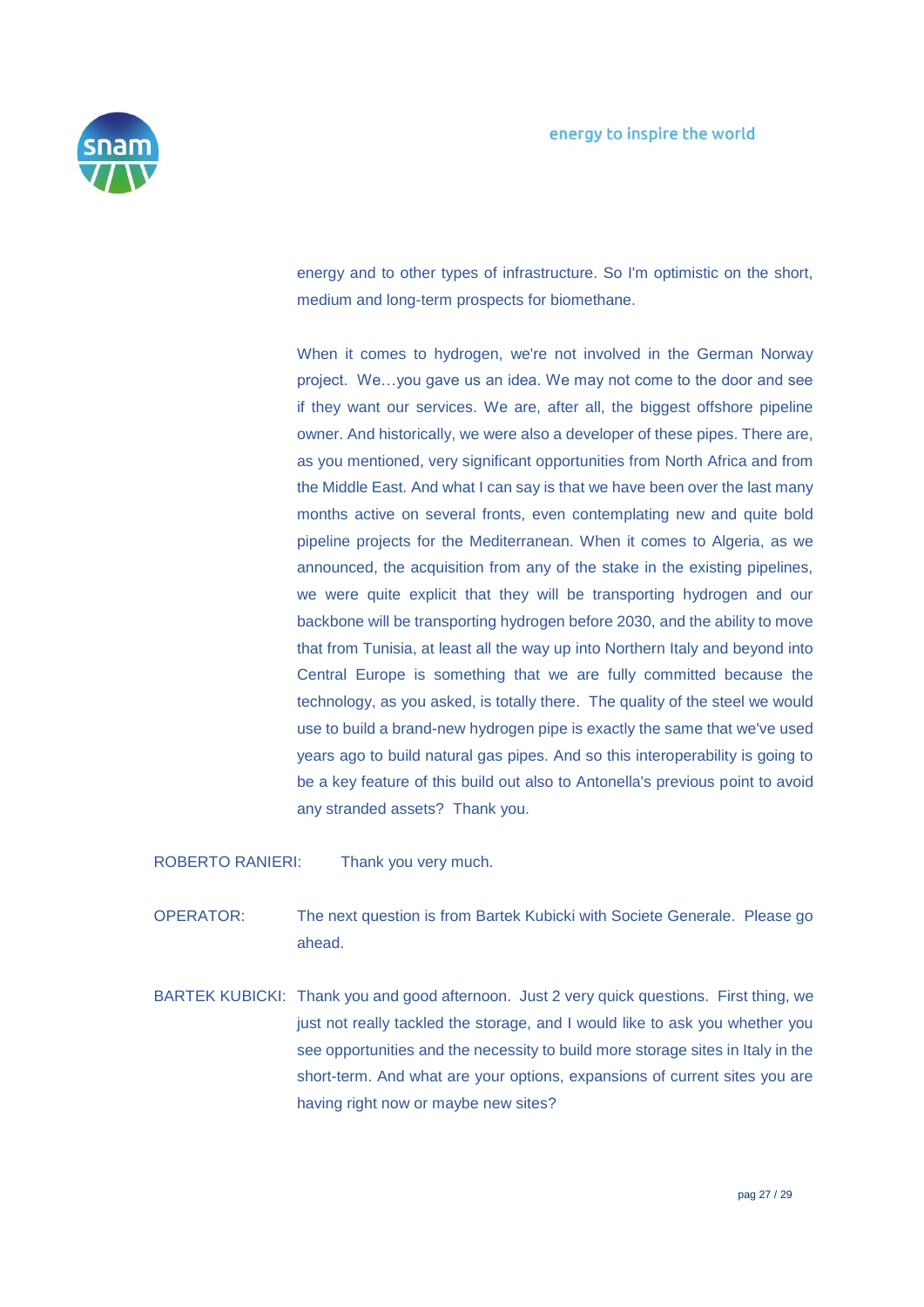energy and to other types of infrastructure. So I'm optimistic on the short, medium and long-term prospects for biomethane.

When it comes to hydrogen, we're not involved in the German Norway project. We…you gave us an idea. We may not come to the door and see if they want our services. We are, after all, the biggest offshore pipeline owner. And historically, we were also a developer of these pipes. There are, as you mentioned, very significant opportunities from North Africa and from the Middle East. And what I can say is that we have been over the last many months active on several fronts, even contemplating new and quite bold pipeline projects for the Mediterranean. When it comes to Algeria, as we announced, the acquisition from any of the stake in the existing pipelines, we were quite explicit that they will be transporting hydrogen and our backbone will be transporting hydrogen before 2030, and the ability to move that from Tunisia, at least all the way up into Northern Italy and beyond into Central Europe is something that we are fully committed because the technology, as you asked, is totally there. The quality of the steel we would use to build a brand-new hydrogen pipe is exactly the same that we've used years ago to build natural gas pipes. And so this interoperability is going to be a key feature of this build out also to Antonella's previous point to avoid any stranded assets? Thank you.

ROBERTO RANIERI: Thank you very much.

OPERATOR: The next question is from Bartek Kubicki with Societe Generale. Please go ahead.

BARTEK KUBICKI: Thank you and good afternoon. Just 2 very quick questions. First thing, we just not really tackled the storage, and I would like to ask you whether you see opportunities and the necessity to build more storage sites in Italy in the short-term. And what are your options, expansions of current sites you are having right now or maybe new sites?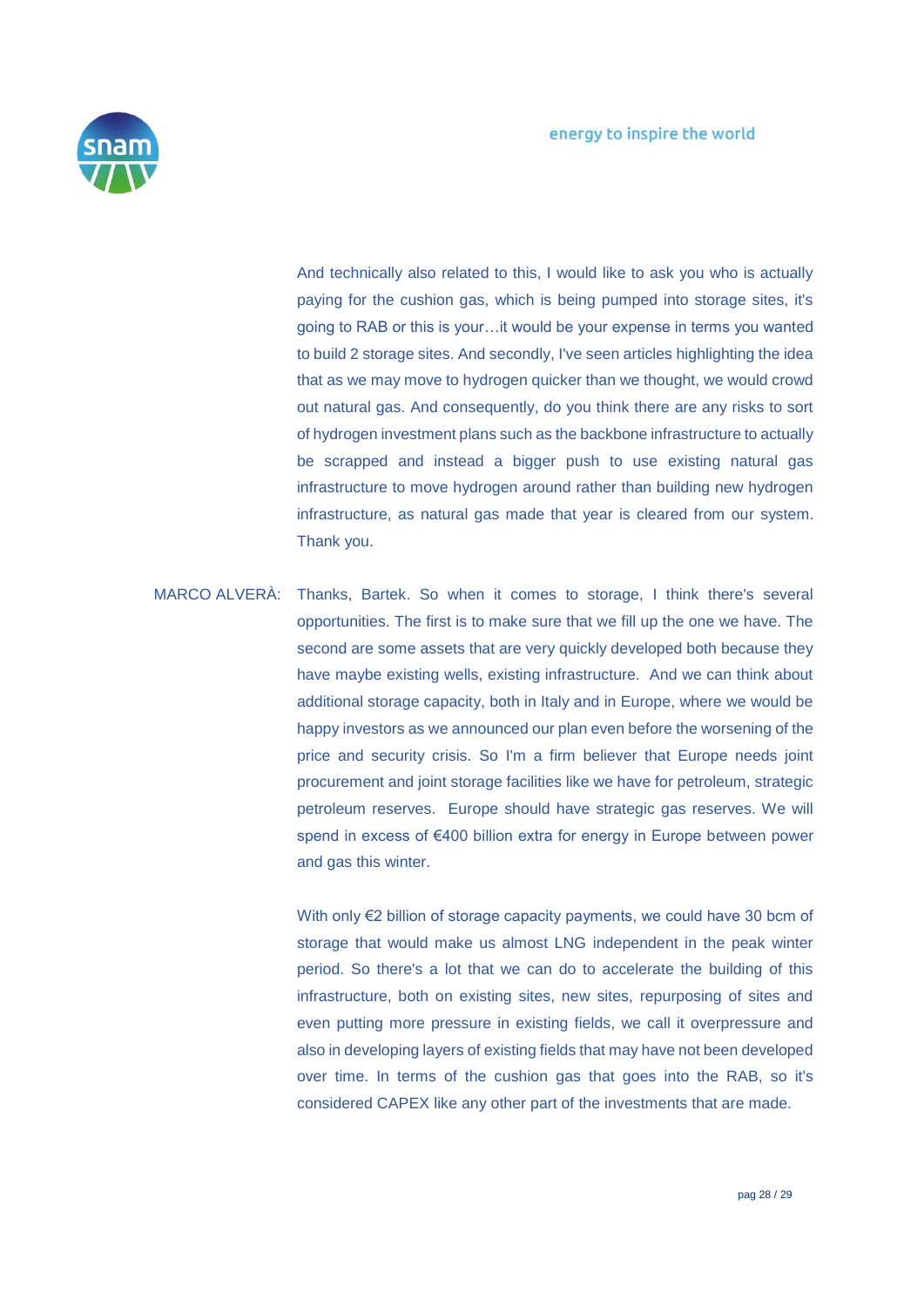And technically also related to this, I would like to ask you who is actually paying for the cushion gas, which is being pumped into storage sites, it's going to RAB or this is your…it would be your expense in terms you wanted to build 2 storage sites. And secondly, I've seen articles highlighting the idea that as we may move to hydrogen quicker than we thought, we would crowd out natural gas. And consequently, do you think there are any risks to sort of hydrogen investment plans such as the backbone infrastructure to actually be scrapped and instead a bigger push to use existing natural gas infrastructure to move hydrogen around rather than building new hydrogen infrastructure, as natural gas made that year is cleared from our system. Thank you.

MARCO ALVERÀ: Thanks, Bartek. So when it comes to storage, I think there's several opportunities. The first is to make sure that we fill up the one we have. The second are some assets that are very quickly developed both because they have maybe existing wells, existing infrastructure. And we can think about additional storage capacity, both in Italy and in Europe, where we would be happy investors as we announced our plan even before the worsening of the price and security crisis. So I'm a firm believer that Europe needs joint procurement and joint storage facilities like we have for petroleum, strategic petroleum reserves. Europe should have strategic gas reserves. We will spend in excess of €400 billion extra for energy in Europe between power and gas this winter.

With only €2 billion of storage capacity payments, we could have 30 bcm of storage that would make us almost LNG independent in the peak winter period. So there's a lot that we can do to accelerate the building of this infrastructure, both on existing sites, new sites, repurposing of sites and even putting more pressure in existing fields, we call it overpressure and also in developing layers of existing fields that may have not been developed over time. In terms of the cushion gas that goes into the RAB, so it's considered CAPEX like any other part of the investments that are made.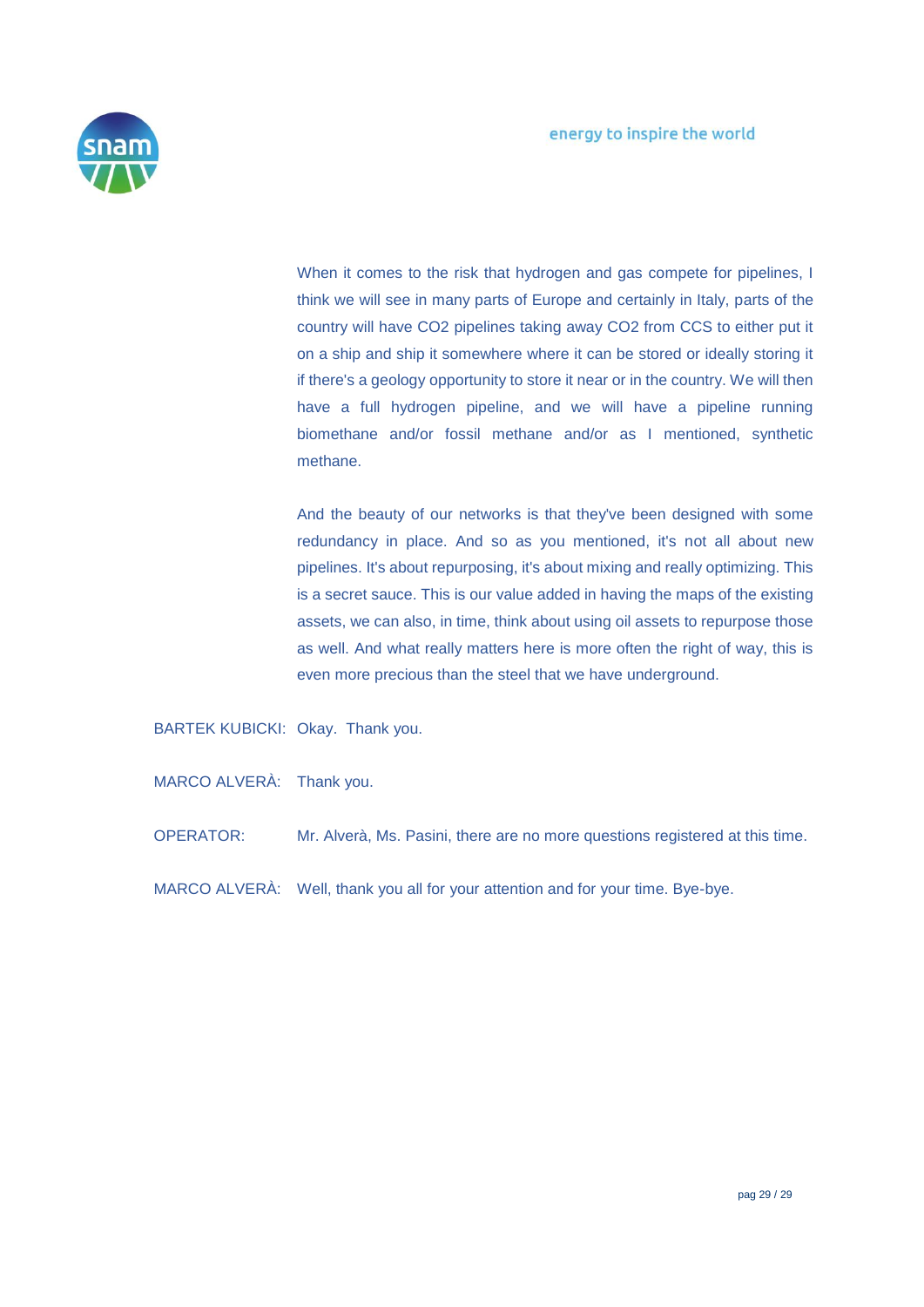When it comes to the risk that hydrogen and gas compete for pipelines, I think we will see in many parts of Europe and certainly in Italy, parts of the country will have $CO_2$ pipelines taking away $CO_2$ from CCS to either put it on a ship and ship it somewhere where it can be stored or ideally storing it if there's a geology opportunity to store it near or in the country. We will then have a full hydrogen pipeline, and we will have a pipeline running biomethane and/or fossil methane and/or as I mentioned, synthetic methane.

And the beauty of our networks is that they've been designed with some redundancy in place. And so as you mentioned, it's not all about new pipelines. It's about repurposing, it's about mixing and really optimizing. This is a secret sauce. This is our value added in having the maps of the existing assets, we can also, in time, think about using oil assets to repurpose those as well. And what really matters here is more often the right of way, this is even more precious than the steel that we have underground.

BARTEK KUBICKI: Okay. Thank you.

MARCO ALVERÀ: Thank you.

OPERATOR: Mr. Alverà, Ms. Pasini, there are no more questions registered at this time.

MARCO ALVERÀ: Well, thank you all for your attention and for your time. Bye-bye.